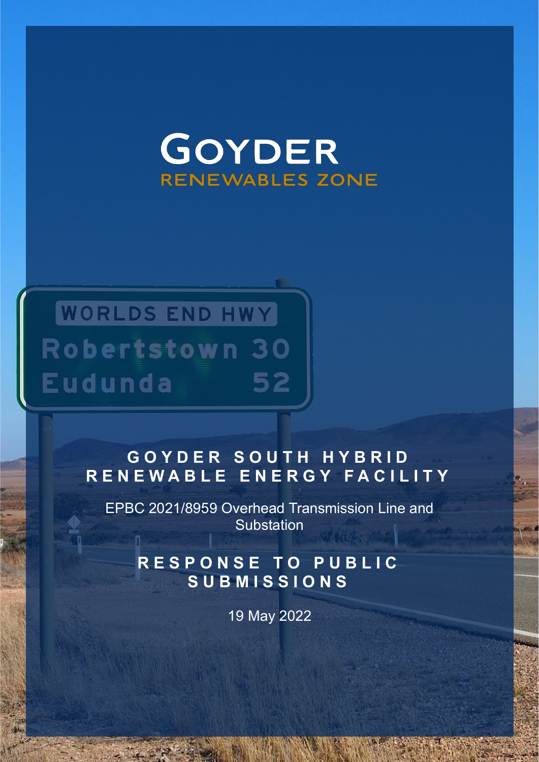# GOYDER

RENEWABLES ZONE

## GOYDER SOUTH HYBRID RENEWABLE ENERGY FACILITY

EPBC 2021/8959 Overhead Transmission Line and Substation

## RESPONSE TO PUBLIC SUBMISSIONS

19 May 2022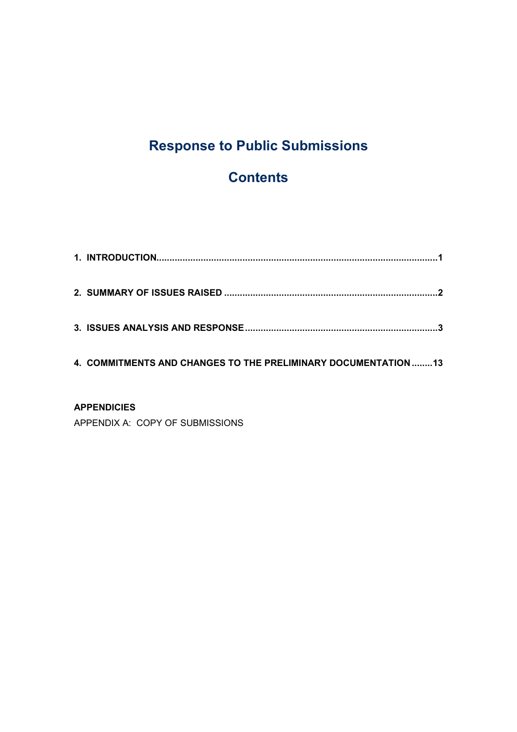# Response to Public Submissions

# Contents

**1. INTRODUCTION..........................................................................................................1**

**2. SUMMARY OF ISSUES RAISED ................................................................................2**

**3. ISSUES ANALYSIS AND RESPONSE ........................................................................3**

**4. COMMITMENTS AND CHANGES TO THE PRELIMINARY DOCUMENTATION ........13**

**APPENDICIES**

APPENDIX A: COPY OF SUBMISSIONS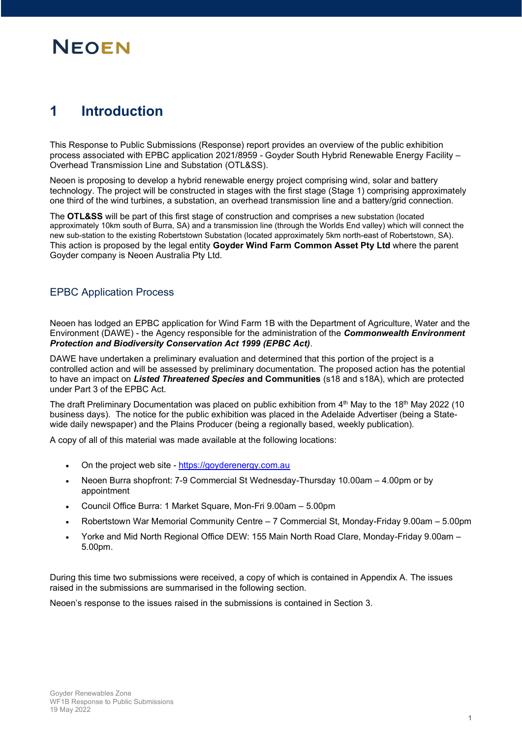# 1 Introduction

This Response to Public Submissions (Response) report provides an overview of the public exhibition process associated with EPBC application 2021/8959 - Goyder South Hybrid Renewable Energy Facility – Overhead Transmission Line and Substation (OTL&SS).

Neoen is proposing to develop a hybrid renewable energy project comprising wind, solar and battery technology. The project will be constructed in stages with the first stage (Stage 1) comprising approximately one third of the wind turbines, a substation, an overhead transmission line and a battery/grid connection.

The **OTL&SS** will be part of this first stage of construction and comprises a new substation (located approximately 10km south of Burra, SA) and a transmission line (through the Worlds End valley) which will connect the new sub-station to the existing Robertstown Substation (located approximately 5km north-east of Robertstown, SA). This action is proposed by the legal entity **Goyder Wind Farm Common Asset Pty Ltd** where the parent Goyder company is Neoen Australia Pty Ltd.

## EPBC Application Process

Neoen has lodged an EPBC application for Wind Farm 1B with the Department of Agriculture, Water and the Environment (DAWE) - the Agency responsible for the administration of the ***Commonwealth Environment Protection and Biodiversity Conservation Act 1999 (EPBC Act)***.

DAWE have undertaken a preliminary evaluation and determined that this portion of the project is a controlled action and will be assessed by preliminary documentation. The proposed action has the potential to have an impact on ***Listed Threatened Species*** **and Communities** (s18 and s18A), which are protected under Part 3 of the EPBC Act.

The draft Preliminary Documentation was placed on public exhibition from 4th May to the 18th May 2022 (10 business days). The notice for the public exhibition was placed in the Adelaide Advertiser (being a State-wide daily newspaper) and the Plains Producer (being a regionally based, weekly publication).

A copy of all of this material was made available at the following locations:

- On the project web site - https://goyderenergy.com.au
- Neoen Burra shopfront: 7-9 Commercial St Wednesday-Thursday 10.00am – 4.00pm or by appointment
- Council Office Burra: 1 Market Square, Mon-Fri 9.00am – 5.00pm
- Robertstown War Memorial Community Centre – 7 Commercial St, Monday-Friday 9.00am – 5.00pm
- Yorke and Mid North Regional Office DEW: 155 Main North Road Clare, Monday-Friday 9.00am – 5.00pm.

During this time two submissions were received, a copy of which is contained in Appendix A. The issues raised in the submissions are summarised in the following section.

Neoen's response to the issues raised in the submissions is contained in Section 3.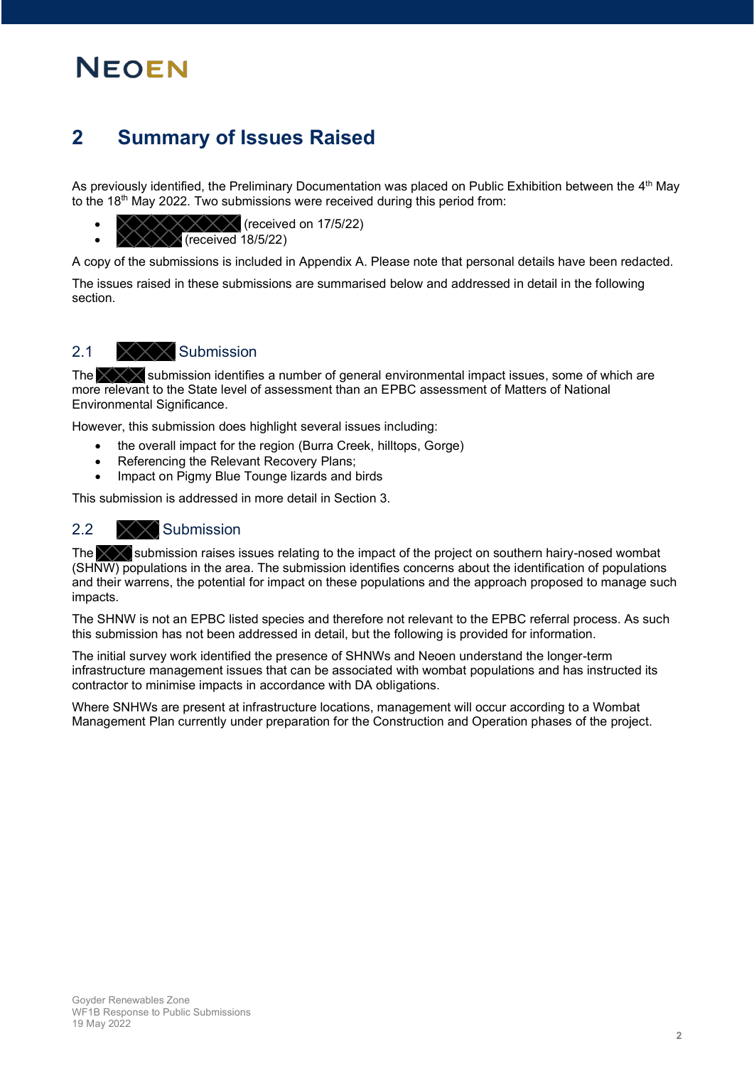# 2 Summary of Issues Raised

As previously identified, the Preliminary Documentation was placed on Public Exhibition between the 4th May to the 18th May 2022. Two submissions were received during this period from:

- [REDACTED] (received on 17/5/22)
- [REDACTED] (received 18/5/22)

A copy of the submissions is included in Appendix A. Please note that personal details have been redacted.

The issues raised in these submissions are summarised below and addressed in detail in the following section.

## 2.1 [REDACTED] Submission

The [REDACTED] submission identifies a number of general environmental impact issues, some of which are more relevant to the State level of assessment than an EPBC assessment of Matters of National Environmental Significance.

However, this submission does highlight several issues including:

- the overall impact for the region (Burra Creek, hilltops, Gorge)
- Referencing the Relevant Recovery Plans;
- Impact on Pigmy Blue Tounge lizards and birds

This submission is addressed in more detail in Section 3.

## 2.2 [REDACTED] Submission

The [REDACTED] submission raises issues relating to the impact of the project on southern hairy-nosed wombat (SHNW) populations in the area. The submission identifies concerns about the identification of populations and their warrens, the potential for impact on these populations and the approach proposed to manage such impacts.

The SHNW is not an EPBC listed species and therefore not relevant to the EPBC referral process. As such this submission has not been addressed in detail, but the following is provided for information.

The initial survey work identified the presence of SHNWs and Neoen understand the longer-term infrastructure management issues that can be associated with wombat populations and has instructed its contractor to minimise impacts in accordance with DA obligations.

Where SNHWs are present at infrastructure locations, management will occur according to a Wombat Management Plan currently under preparation for the Construction and Operation phases of the project.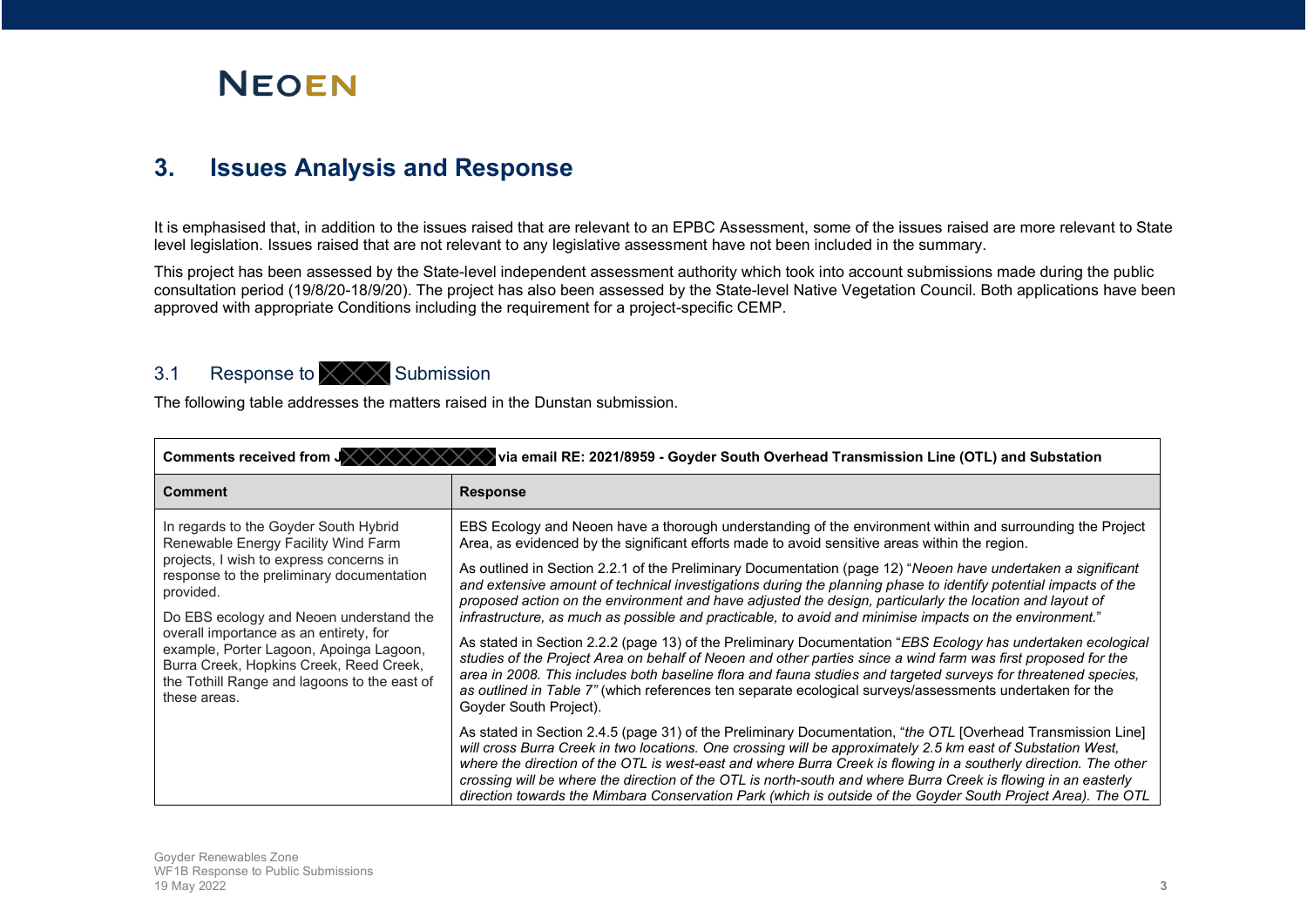## 3. Issues Analysis and Response

It is emphasised that, in addition to the issues raised that are relevant to an EPBC Assessment, some of the issues raised are more relevant to State level legislation. Issues raised that are not relevant to any legislative assessment have not been included in the summary.

This project has been assessed by the State-level independent assessment authority which took into account submissions made during the public consultation period (19/8/20-18/9/20). The project has also been assessed by the State-level Native Vegetation Council. Both applications have been approved with appropriate Conditions including the requirement for a project-specific CEMP.

### 3.1 Response to [redacted] Submission

The following table addresses the matters raised in the Dunstan submission.

| **Comments received from J[redacted] via email RE: 2021/8959 - Goyder South Overhead Transmission Line (OTL) and Substation** | |
|---|---|
| **Comment** | **Response** |
| In regards to the Goyder South Hybrid Renewable Energy Facility Wind Farm projects, I wish to express concerns in response to the preliminary documentation provided.<br><br>Do EBS ecology and Neoen understand the overall importance as an entirety, for example, Porter Lagoon, Apoinga Lagoon, Burra Creek, Hopkins Creek, Reed Creek, the Tothill Range and lagoons to the east of these areas. | EBS Ecology and Neoen have a thorough understanding of the environment within and surrounding the Project Area, as evidenced by the significant efforts made to avoid sensitive areas within the region.<br><br>As outlined in Section 2.2.1 of the Preliminary Documentation (page 12) "*Neoen have undertaken a significant and extensive amount of technical investigations during the planning phase to identify potential impacts of the proposed action on the environment and have adjusted the design, particularly the location and layout of infrastructure, as much as possible and practicable, to avoid and minimise impacts on the environment.*"<br><br>As stated in Section 2.2.2 (page 13) of the Preliminary Documentation "*EBS Ecology has undertaken ecological studies of the Project Area on behalf of Neoen and other parties since a wind farm was first proposed for the area in 2008. This includes both baseline flora and fauna studies and targeted surveys for threatened species, as outlined in Table 7"* (which references ten separate ecological surveys/assessments undertaken for the Goyder South Project).<br><br>As stated in Section 2.4.5 (page 31) of the Preliminary Documentation, "*the OTL* [Overhead Transmission Line] *will cross Burra Creek in two locations. One crossing will be approximately 2.5 km east of Substation West, where the direction of the OTL is west-east and where Burra Creek is flowing in a southerly direction. The other crossing will be where the direction of the OTL is north-south and where Burra Creek is flowing in an easterly direction towards the Mimbara Conservation Park (which is outside of the Goyder South Project Area). The OTL* |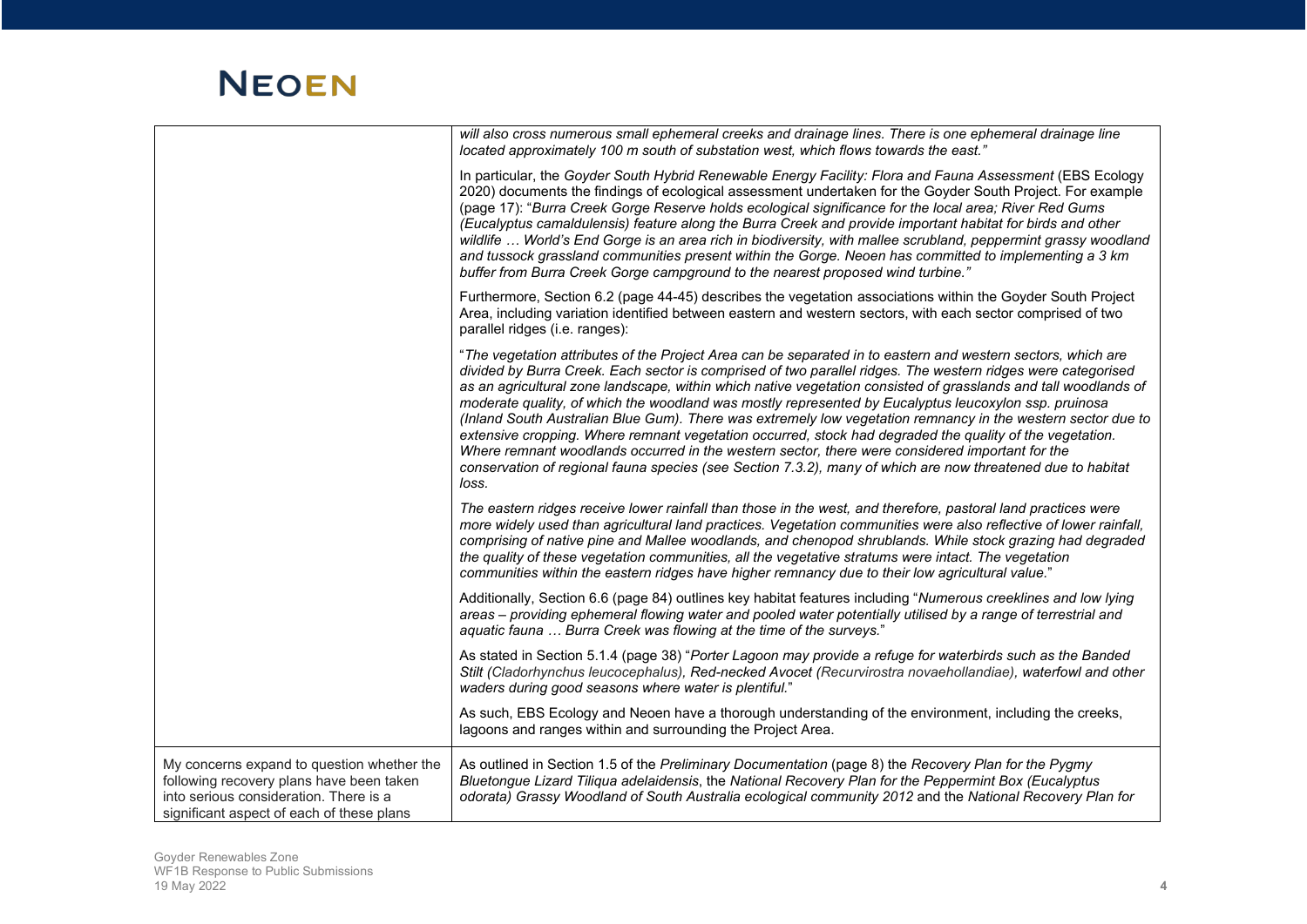| | |
|---|---|
| | *will also cross numerous small ephemeral creeks and drainage lines. There is one ephemeral drainage line located approximately 100 m south of substation west, which flows towards the east."*<br><br>In particular, the *Goyder South Hybrid Renewable Energy Facility: Flora and Fauna Assessment* (EBS Ecology 2020) documents the findings of ecological assessment undertaken for the Goyder South Project. For example (page 17): "*Burra Creek Gorge Reserve holds ecological significance for the local area; River Red Gums (Eucalyptus camaldulensis) feature along the Burra Creek and provide important habitat for birds and other wildlife … World's End Gorge is an area rich in biodiversity, with mallee scrubland, peppermint grassy woodland and tussock grassland communities present within the Gorge. Neoen has committed to implementing a 3 km buffer from Burra Creek Gorge campground to the nearest proposed wind turbine."*<br><br>Furthermore, Section 6.2 (page 44-45) describes the vegetation associations within the Goyder South Project Area, including variation identified between eastern and western sectors, with each sector comprised of two parallel ridges (i.e. ranges):<br><br>"*The vegetation attributes of the Project Area can be separated in to eastern and western sectors, which are divided by Burra Creek. Each sector is comprised of two parallel ridges. The western ridges were categorised as an agricultural zone landscape, within which native vegetation consisted of grasslands and tall woodlands of moderate quality, of which the woodland was mostly represented by Eucalyptus leucoxylon ssp. pruinosa (Inland South Australian Blue Gum). There was extremely low vegetation remnancy in the western sector due to extensive cropping. Where remnant vegetation occurred, stock had degraded the quality of the vegetation. Where remnant woodlands occurred in the western sector, there were considered important for the conservation of regional fauna species (see Section 7.3.2), many of which are now threatened due to habitat loss.*<br><br>*The eastern ridges receive lower rainfall than those in the west, and therefore, pastoral land practices were more widely used than agricultural land practices. Vegetation communities were also reflective of lower rainfall, comprising of native pine and Mallee woodlands, and chenopod shrublands. While stock grazing had degraded the quality of these vegetation communities, all the vegetative stratums were intact. The vegetation communities within the eastern ridges have higher remnancy due to their low agricultural value.*"<br><br>Additionally, Section 6.6 (page 84) outlines key habitat features including "*Numerous creeklines and low lying areas – providing ephemeral flowing water and pooled water potentially utilised by a range of terrestrial and aquatic fauna … Burra Creek was flowing at the time of the surveys.*"<br><br>As stated in Section 5.1.4 (page 38) "*Porter Lagoon may provide a refuge for waterbirds such as the Banded Stilt (Cladorhynchus leucocephalus), Red-necked Avocet (Recurvirostra novaehollandiae), waterfowl and other waders during good seasons where water is plentiful.*"<br><br>As such, EBS Ecology and Neoen have a thorough understanding of the environment, including the creeks, lagoons and ranges within and surrounding the Project Area. |
| My concerns expand to question whether the following recovery plans have been taken into serious consideration. There is a significant aspect of each of these plans | As outlined in Section 1.5 of the *Preliminary Documentation* (page 8) the *Recovery Plan for the Pygmy Bluetongue Lizard Tiliqua adelaidensis*, the *National Recovery Plan for the Peppermint Box (Eucalyptus odorata) Grassy Woodland of South Australia ecological community 2012* and the *National Recovery Plan for* |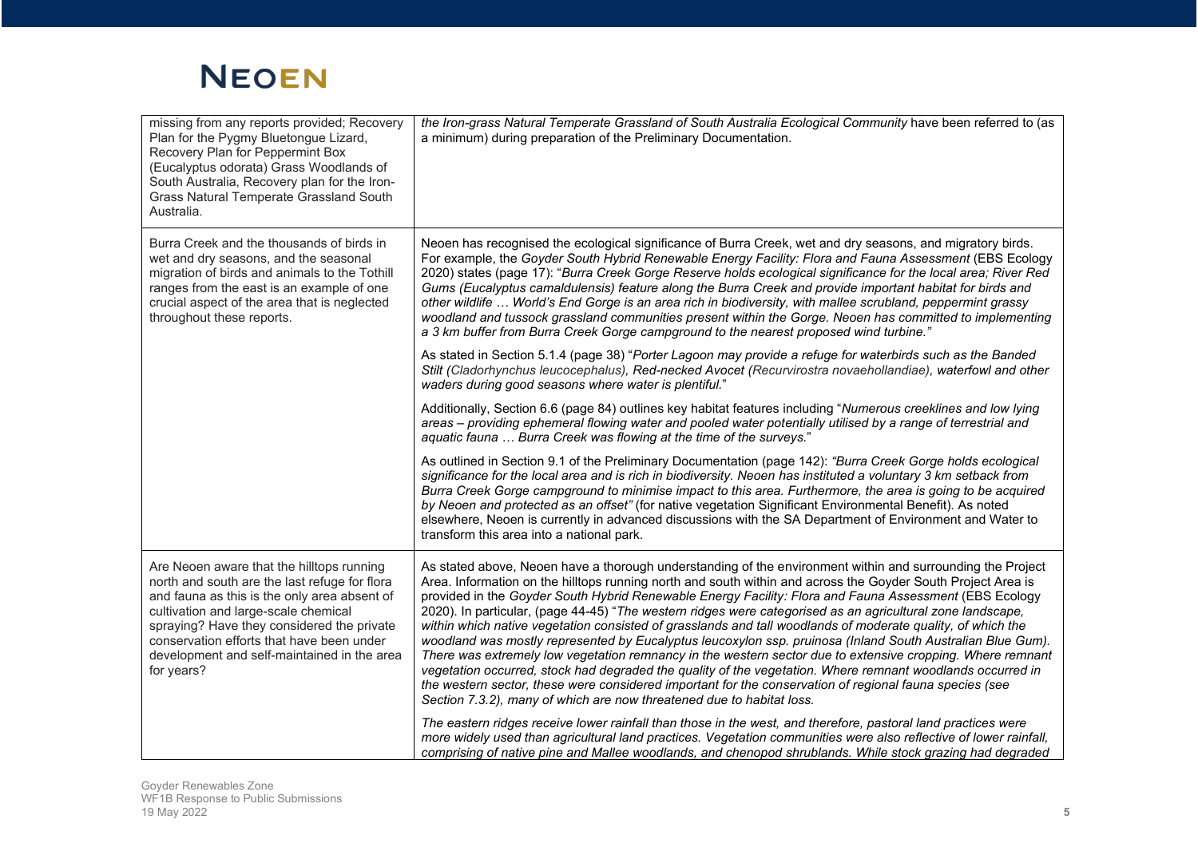| | |
|---|---|
| missing from any reports provided; Recovery Plan for the Pygmy Bluetongue Lizard, Recovery Plan for Peppermint Box (Eucalyptus odorata) Grass Woodlands of South Australia, Recovery plan for the Iron-Grass Natural Temperate Grassland South Australia. | *the Iron-grass Natural Temperate Grassland of South Australia Ecological Community* have been referred to (as a minimum) during preparation of the Preliminary Documentation. |
| Burra Creek and the thousands of birds in wet and dry seasons, and the seasonal migration of birds and animals to the Tothill ranges from the east is an example of one crucial aspect of the area that is neglected throughout these reports. | Neoen has recognised the ecological significance of Burra Creek, wet and dry seasons, and migratory birds. For example, the *Goyder South Hybrid Renewable Energy Facility: Flora and Fauna Assessment* (EBS Ecology 2020) states (page 17): "*Burra Creek Gorge Reserve holds ecological significance for the local area; River Red Gums (Eucalyptus camaldulensis) feature along the Burra Creek and provide important habitat for birds and other wildlife … World's End Gorge is an area rich in biodiversity, with mallee scrubland, peppermint grassy woodland and tussock grassland communities present within the Gorge. Neoen has committed to implementing a 3 km buffer from Burra Creek Gorge campground to the nearest proposed wind turbine.*"<br><br>As stated in Section 5.1.4 (page 38) "*Porter Lagoon may provide a refuge for waterbirds such as the Banded Stilt (Cladorhynchus leucocephalus), Red-necked Avocet (Recurvirostra novaehollandiae), waterfowl and other waders during good seasons where water is plentiful.*"<br><br>Additionally, Section 6.6 (page 84) outlines key habitat features including "*Numerous creeklines and low lying areas – providing ephemeral flowing water and pooled water potentially utilised by a range of terrestrial and aquatic fauna … Burra Creek was flowing at the time of the surveys.*"<br><br>As outlined in Section 9.1 of the Preliminary Documentation (page 142): *"Burra Creek Gorge holds ecological significance for the local area and is rich in biodiversity. Neoen has instituted a voluntary 3 km setback from Burra Creek Gorge campground to minimise impact to this area. Furthermore, the area is going to be acquired by Neoen and protected as an offset"* (for native vegetation Significant Environmental Benefit). As noted elsewhere, Neoen is currently in advanced discussions with the SA Department of Environment and Water to transform this area into a national park. |
| Are Neoen aware that the hilltops running north and south are the last refuge for flora and fauna as this is the only area absent of cultivation and large-scale chemical spraying? Have they considered the private conservation efforts that have been under development and self-maintained in the area for years? | As stated above, Neoen have a thorough understanding of the environment within and surrounding the Project Area. Information on the hilltops running north and south within and across the Goyder South Project Area is provided in the *Goyder South Hybrid Renewable Energy Facility: Flora and Fauna Assessment* (EBS Ecology 2020). In particular, (page 44-45) "*The western ridges were categorised as an agricultural zone landscape, within which native vegetation consisted of grasslands and tall woodlands of moderate quality, of which the woodland was mostly represented by Eucalyptus leucoxylon ssp. pruinosa (Inland South Australian Blue Gum). There was extremely low vegetation remnancy in the western sector due to extensive cropping. Where remnant vegetation occurred, stock had degraded the quality of the vegetation. Where remnant woodlands occurred in the western sector, these were considered important for the conservation of regional fauna species (see Section 7.3.2), many of which are now threatened due to habitat loss.*<br><br>*The eastern ridges receive lower rainfall than those in the west, and therefore, pastoral land practices were more widely used than agricultural land practices. Vegetation communities were also reflective of lower rainfall, comprising of native pine and Mallee woodlands, and chenopod shrublands. While stock grazing had degraded* |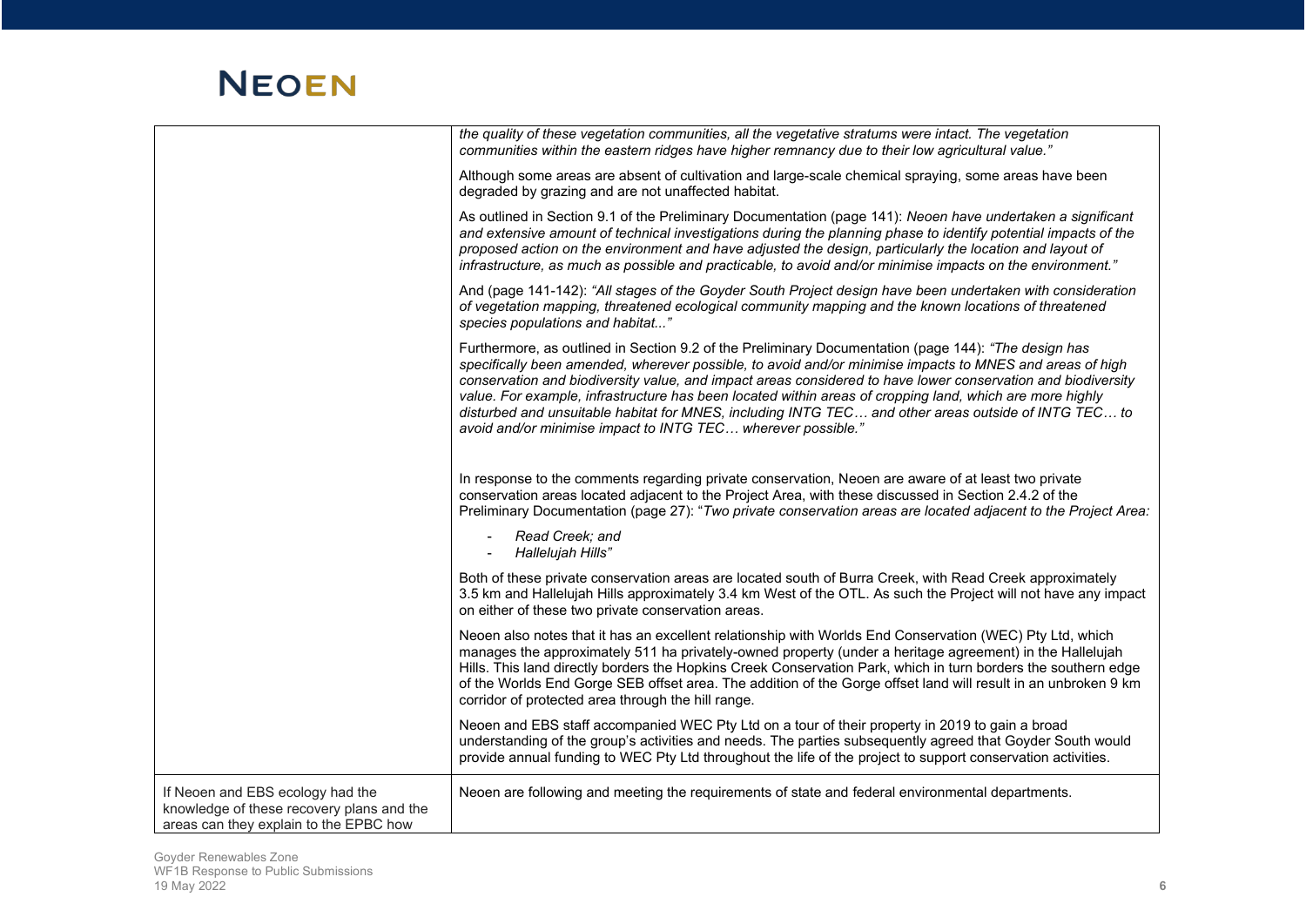| | |
|---|---|
| | *the quality of these vegetation communities, all the vegetative stratums were intact. The vegetation communities within the eastern ridges have higher remnancy due to their low agricultural value."*<br><br>Although some areas are absent of cultivation and large-scale chemical spraying, some areas have been degraded by grazing and are not unaffected habitat.<br><br>As outlined in Section 9.1 of the Preliminary Documentation (page 141): *Neoen have undertaken a significant and extensive amount of technical investigations during the planning phase to identify potential impacts of the proposed action on the environment and have adjusted the design, particularly the location and layout of infrastructure, as much as possible and practicable, to avoid and/or minimise impacts on the environment."*<br><br>And (page 141-142): *"All stages of the Goyder South Project design have been undertaken with consideration of vegetation mapping, threatened ecological community mapping and the known locations of threatened species populations and habitat..."*<br><br>Furthermore, as outlined in Section 9.2 of the Preliminary Documentation (page 144): *"The design has specifically been amended, wherever possible, to avoid and/or minimise impacts to MNES and areas of high conservation and biodiversity value, and impact areas considered to have lower conservation and biodiversity value. For example, infrastructure has been located within areas of cropping land, which are more highly disturbed and unsuitable habitat for MNES, including INTG TEC… and other areas outside of INTG TEC… to avoid and/or minimise impact to INTG TEC… wherever possible."*<br><br>In response to the comments regarding private conservation, Neoen are aware of at least two private conservation areas located adjacent to the Project Area, with these discussed in Section 2.4.2 of the Preliminary Documentation (page 27): "*Two private conservation areas are located adjacent to the Project Area:*<br>- *Read Creek; and*<br>- *Hallelujah Hills"*<br><br>Both of these private conservation areas are located south of Burra Creek, with Read Creek approximately 3.5 km and Hallelujah Hills approximately 3.4 km West of the OTL. As such the Project will not have any impact on either of these two private conservation areas.<br><br>Neoen also notes that it has an excellent relationship with Worlds End Conservation (WEC) Pty Ltd, which manages the approximately 511 ha privately-owned property (under a heritage agreement) in the Hallelujah Hills. This land directly borders the Hopkins Creek Conservation Park, which in turn borders the southern edge of the Worlds End Gorge SEB offset area. The addition of the Gorge offset land will result in an unbroken 9 km corridor of protected area through the hill range.<br><br>Neoen and EBS staff accompanied WEC Pty Ltd on a tour of their property in 2019 to gain a broad understanding of the group's activities and needs. The parties subsequently agreed that Goyder South would provide annual funding to WEC Pty Ltd throughout the life of the project to support conservation activities. |
| If Neoen and EBS ecology had the knowledge of these recovery plans and the areas can they explain to the EPBC how | Neoen are following and meeting the requirements of state and federal environmental departments. |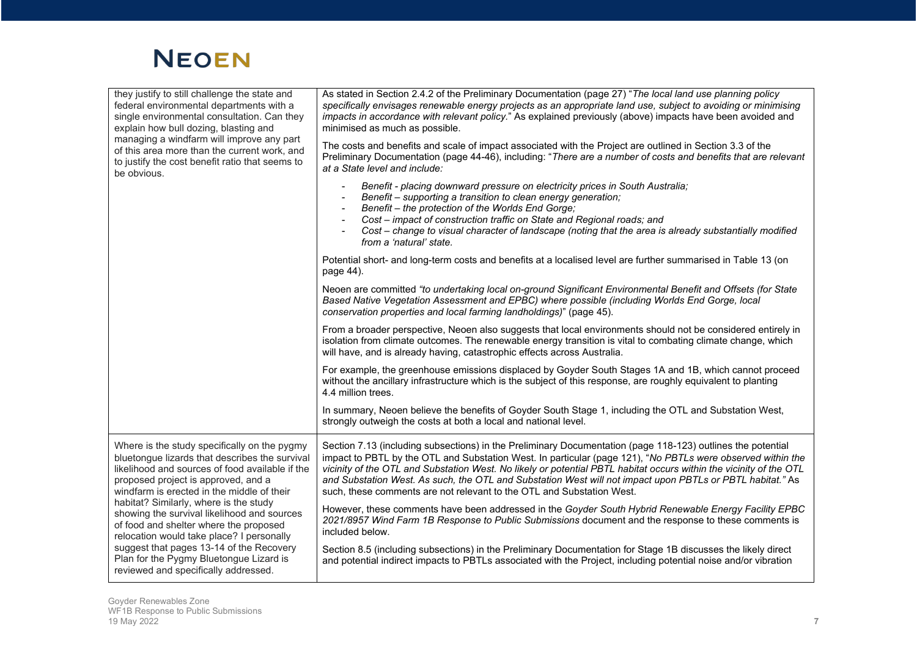| | |
|---|---|
| they justify to still challenge the state and federal environmental departments with a single environmental consultation. Can they explain how bull dozing, blasting and managing a windfarm will improve any part of this area more than the current work, and to justify the cost benefit ratio that seems to be obvious. | As stated in Section 2.4.2 of the Preliminary Documentation (page 27) "*The local land use planning policy specifically envisages renewable energy projects as an appropriate land use, subject to avoiding or minimising impacts in accordance with relevant policy.*" As explained previously (above) impacts have been avoided and minimised as much as possible.<br><br>The costs and benefits and scale of impact associated with the Project are outlined in Section 3.3 of the Preliminary Documentation (page 44-46), including: "*There are a number of costs and benefits that are relevant at a State level and include:*<br><br>- *Benefit - placing downward pressure on electricity prices in South Australia;*<br>- *Benefit – supporting a transition to clean energy generation;*<br>- *Benefit – the protection of the Worlds End Gorge;*<br>- *Cost – impact of construction traffic on State and Regional roads; and*<br>- *Cost – change to visual character of landscape (noting that the area is already substantially modified from a 'natural' state.*<br><br>Potential short- and long-term costs and benefits at a localised level are further summarised in Table 13 (on page 44).<br><br>Neoen are committed *"to undertaking local on-ground Significant Environmental Benefit and Offsets (for State Based Native Vegetation Assessment and EPBC) where possible (including Worlds End Gorge, local conservation properties and local farming landholdings)*" (page 45).<br><br>From a broader perspective, Neoen also suggests that local environments should not be considered entirely in isolation from climate outcomes. The renewable energy transition is vital to combating climate change, which will have, and is already having, catastrophic effects across Australia.<br><br>For example, the greenhouse emissions displaced by Goyder South Stages 1A and 1B, which cannot proceed without the ancillary infrastructure which is the subject of this response, are roughly equivalent to planting 4.4 million trees.<br><br>In summary, Neoen believe the benefits of Goyder South Stage 1, including the OTL and Substation West, strongly outweigh the costs at both a local and national level. |
| Where is the study specifically on the pygmy bluetongue lizards that describes the survival likelihood and sources of food available if the proposed project is approved, and a windfarm is erected in the middle of their habitat? Similarly, where is the study showing the survival likelihood and sources of food and shelter where the proposed relocation would take place? I personally suggest that pages 13-14 of the Recovery Plan for the Pygmy Bluetongue Lizard is reviewed and specifically addressed. | Section 7.13 (including subsections) in the Preliminary Documentation (page 118-123) outlines the potential impact to PBTL by the OTL and Substation West. In particular (page 121), "*No PBTLs were observed within the vicinity of the OTL and Substation West. No likely or potential PBTL habitat occurs within the vicinity of the OTL and Substation West. As such, the OTL and Substation West will not impact upon PBTLs or PBTL habitat.*" As such, these comments are not relevant to the OTL and Substation West.<br><br>However, these comments have been addressed in the *Goyder South Hybrid Renewable Energy Facility EPBC 2021/8957 Wind Farm 1B Response to Public Submissions* document and the response to these comments is included below.<br><br>Section 8.5 (including subsections) in the Preliminary Documentation for Stage 1B discusses the likely direct and potential indirect impacts to PBTLs associated with the Project, including potential noise and/or vibration |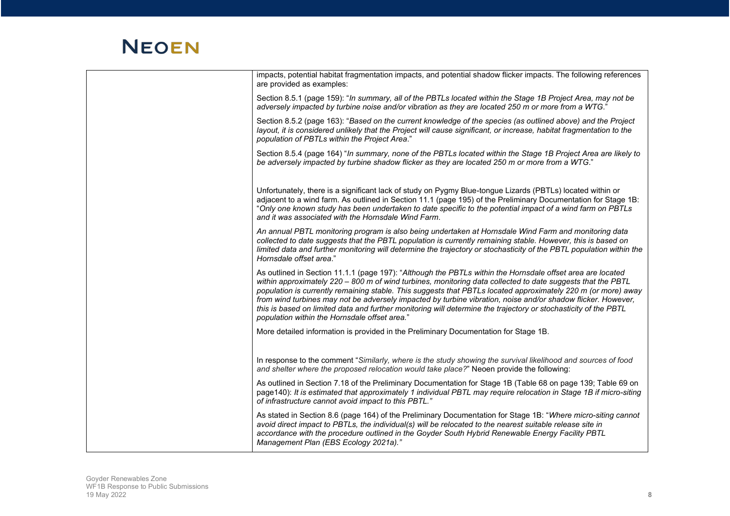| | |
|---|---|
| | impacts, potential habitat fragmentation impacts, and potential shadow flicker impacts. The following references are provided as examples:<br><br>Section 8.5.1 (page 159): "*In summary, all of the PBTLs located within the Stage 1B Project Area, may not be adversely impacted by turbine noise and/or vibration as they are located 250 m or more from a WTG*."<br><br>Section 8.5.2 (page 163): "*Based on the current knowledge of the species (as outlined above) and the Project layout, it is considered unlikely that the Project will cause significant, or increase, habitat fragmentation to the population of PBTLs within the Project Area*."<br><br>Section 8.5.4 (page 164) "*In summary, none of the PBTLs located within the Stage 1B Project Area are likely to be adversely impacted by turbine shadow flicker as they are located 250 m or more from a WTG*."<br><br>Unfortunately, there is a significant lack of study on Pygmy Blue-tongue Lizards (PBTLs) located within or adjacent to a wind farm. As outlined in Section 11.1 (page 195) of the Preliminary Documentation for Stage 1B: "*Only one known study has been undertaken to date specific to the potential impact of a wind farm on PBTLs and it was associated with the Hornsdale Wind Farm.*<br><br>*An annual PBTL monitoring program is also being undertaken at Hornsdale Wind Farm and monitoring data collected to date suggests that the PBTL population is currently remaining stable. However, this is based on limited data and further monitoring will determine the trajectory or stochasticity of the PBTL population within the Hornsdale offset area*."<br><br>As outlined in Section 11.1.1 (page 197): "*Although the PBTLs within the Hornsdale offset area are located within approximately 220 – 800 m of wind turbines, monitoring data collected to date suggests that the PBTL population is currently remaining stable. This suggests that PBTLs located approximately 220 m (or more) away from wind turbines may not be adversely impacted by turbine vibration, noise and/or shadow flicker. However, this is based on limited data and further monitoring will determine the trajectory or stochasticity of the PBTL population within the Hornsdale offset area.*"<br><br>More detailed information is provided in the Preliminary Documentation for Stage 1B.<br><br>In response to the comment "*Similarly, where is the study showing the survival likelihood and sources of food and shelter where the proposed relocation would take place?*" Neoen provide the following:<br><br>As outlined in Section 7.18 of the Preliminary Documentation for Stage 1B (Table 68 on page 139; Table 69 on page140): *It is estimated that approximately 1 individual PBTL may require relocation in Stage 1B if micro-siting of infrastructure cannot avoid impact to this PBTL."*<br><br>As stated in Section 8.6 (page 164) of the Preliminary Documentation for Stage 1B: "*Where micro-siting cannot avoid direct impact to PBTLs, the individual(s) will be relocated to the nearest suitable release site in accordance with the procedure outlined in the Goyder South Hybrid Renewable Energy Facility PBTL Management Plan (EBS Ecology 2021a)."* |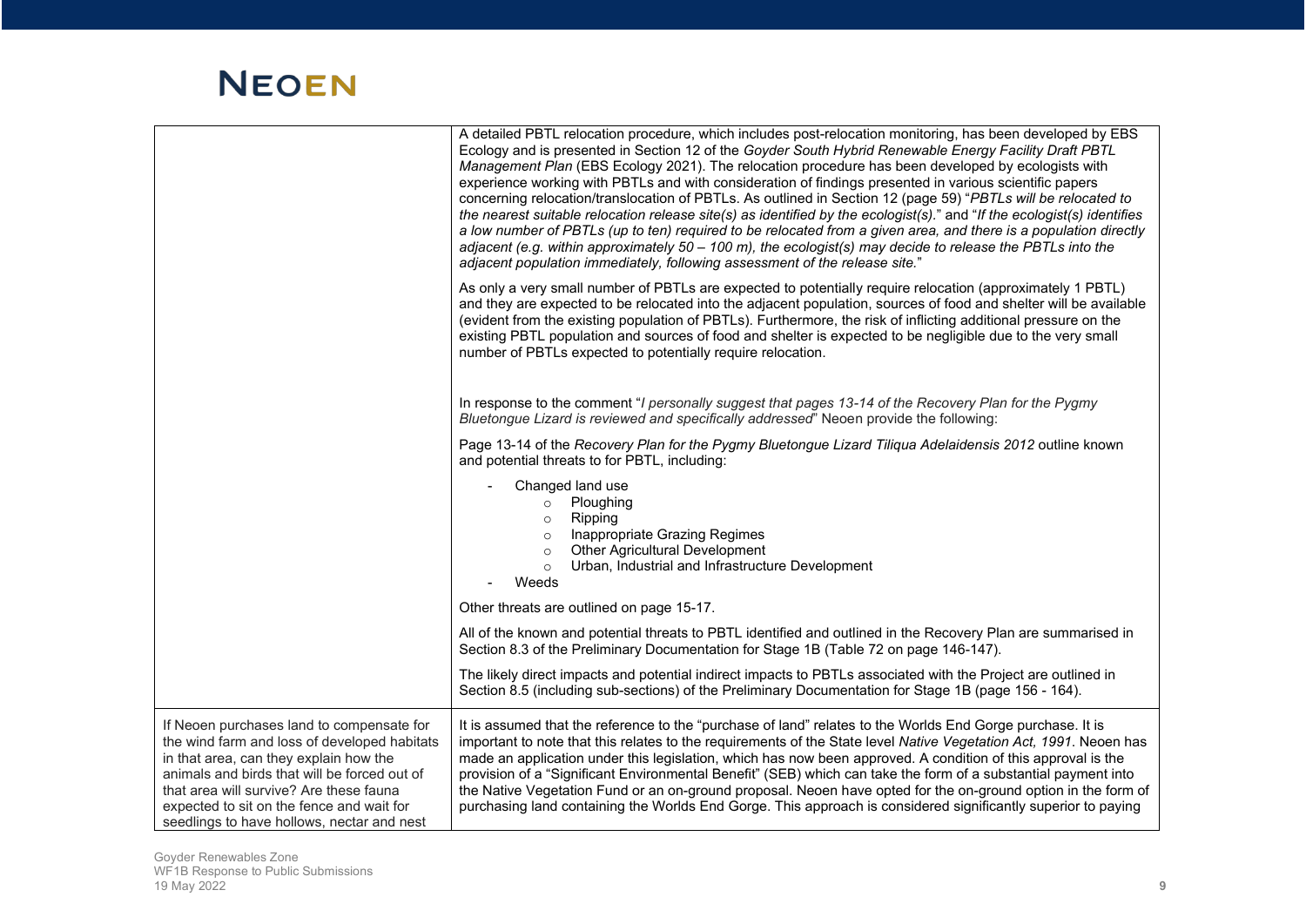| | |
|---|---|
| | A detailed PBTL relocation procedure, which includes post-relocation monitoring, has been developed by EBS Ecology and is presented in Section 12 of the *Goyder South Hybrid Renewable Energy Facility Draft PBTL Management Plan* (EBS Ecology 2021). The relocation procedure has been developed by ecologists with experience working with PBTLs and with consideration of findings presented in various scientific papers concerning relocation/translocation of PBTLs. As outlined in Section 12 (page 59) "*PBTLs will be relocated to the nearest suitable relocation release site(s) as identified by the ecologist(s).*" and "*If the ecologist(s) identifies a low number of PBTLs (up to ten) required to be relocated from a given area, and there is a population directly adjacent (e.g. within approximately 50 – 100 m), the ecologist(s) may decide to release the PBTLs into the adjacent population immediately, following assessment of the release site.*"<br><br>As only a very small number of PBTLs are expected to potentially require relocation (approximately 1 PBTL) and they are expected to be relocated into the adjacent population, sources of food and shelter will be available (evident from the existing population of PBTLs). Furthermore, the risk of inflicting additional pressure on the existing PBTL population and sources of food and shelter is expected to be negligible due to the very small number of PBTLs expected to potentially require relocation.<br><br>In response to the comment "*I personally suggest that pages 13-14 of the Recovery Plan for the Pygmy Bluetongue Lizard is reviewed and specifically addressed*" Neoen provide the following:<br><br>Page 13-14 of the *Recovery Plan for the Pygmy Bluetongue Lizard Tiliqua Adelaidensis 2012* outline known and potential threats to for PBTL, including:<br><br>- Changed land use<br>&nbsp;&nbsp;&nbsp;&nbsp;○ Ploughing<br>&nbsp;&nbsp;&nbsp;&nbsp;○ Ripping<br>&nbsp;&nbsp;&nbsp;&nbsp;○ Inappropriate Grazing Regimes<br>&nbsp;&nbsp;&nbsp;&nbsp;○ Other Agricultural Development<br>&nbsp;&nbsp;&nbsp;&nbsp;○ Urban, Industrial and Infrastructure Development<br>- Weeds<br><br>Other threats are outlined on page 15-17.<br><br>All of the known and potential threats to PBTL identified and outlined in the Recovery Plan are summarised in Section 8.3 of the Preliminary Documentation for Stage 1B (Table 72 on page 146-147).<br><br>The likely direct impacts and potential indirect impacts to PBTLs associated with the Project are outlined in Section 8.5 (including sub-sections) of the Preliminary Documentation for Stage 1B (page 156 - 164). |
| If Neoen purchases land to compensate for the wind farm and loss of developed habitats in that area, can they explain how the animals and birds that will be forced out of that area will survive? Are these fauna expected to sit on the fence and wait for seedlings to have hollows, nectar and nest | It is assumed that the reference to the "purchase of land" relates to the Worlds End Gorge purchase. It is important to note that this relates to the requirements of the State level *Native Vegetation Act, 1991*. Neoen has made an application under this legislation, which has now been approved. A condition of this approval is the provision of a "Significant Environmental Benefit" (SEB) which can take the form of a substantial payment into the Native Vegetation Fund or an on-ground proposal. Neoen have opted for the on-ground option in the form of purchasing land containing the Worlds End Gorge. This approach is considered significantly superior to paying |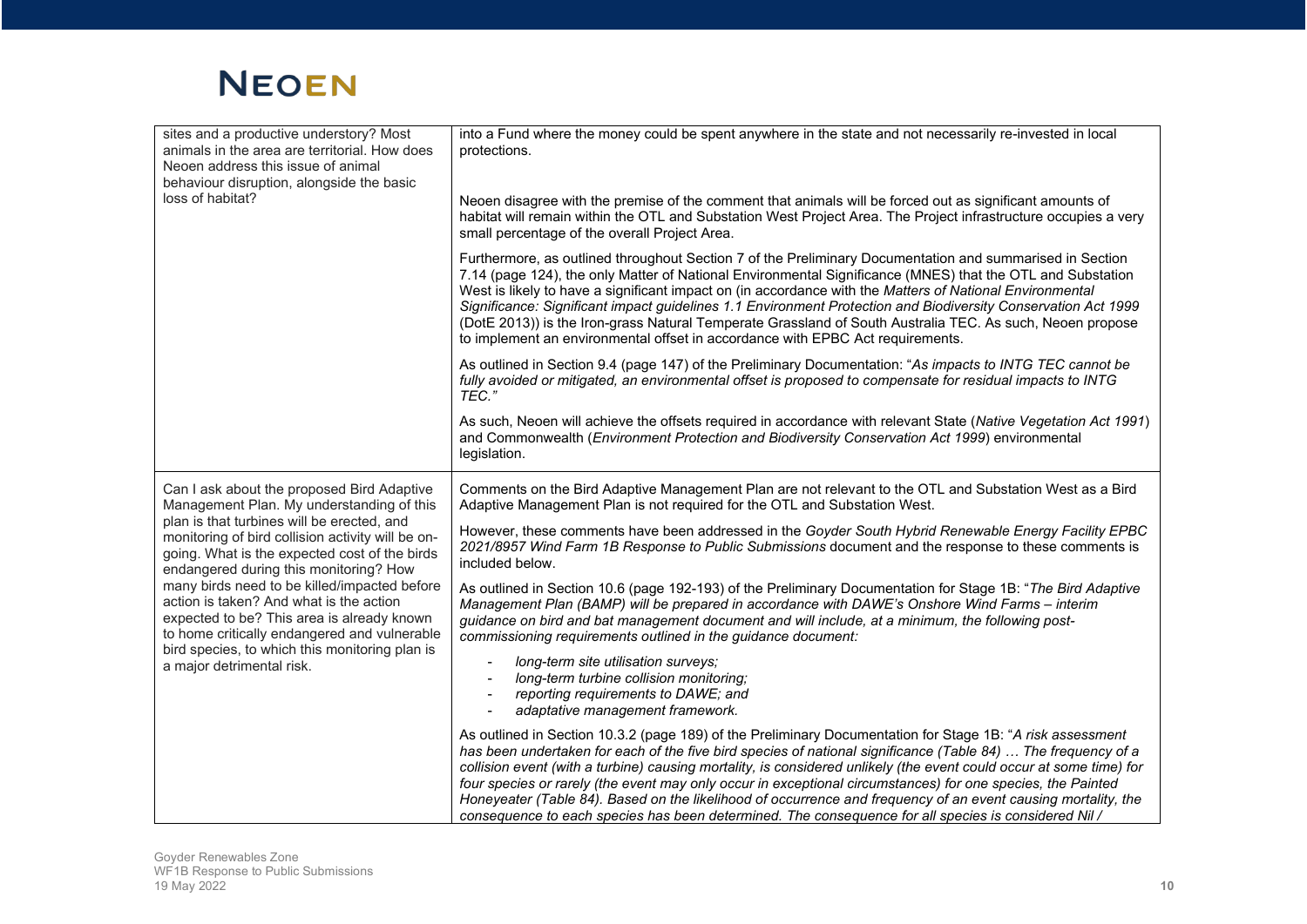| | |
|---|---|
| sites and a productive understory? Most animals in the area are territorial. How does Neoen address this issue of animal behaviour disruption, alongside the basic loss of habitat? | into a Fund where the money could be spent anywhere in the state and not necessarily re-invested in local protections.<br><br>Neoen disagree with the premise of the comment that animals will be forced out as significant amounts of habitat will remain within the OTL and Substation West Project Area. The Project infrastructure occupies a very small percentage of the overall Project Area.<br><br>Furthermore, as outlined throughout Section 7 of the Preliminary Documentation and summarised in Section 7.14 (page 124), the only Matter of National Environmental Significance (MNES) that the OTL and Substation West is likely to have a significant impact on (in accordance with the *Matters of National Environmental Significance: Significant impact guidelines 1.1 Environment Protection and Biodiversity Conservation Act 1999* (DotE 2013)) is the Iron-grass Natural Temperate Grassland of South Australia TEC. As such, Neoen propose to implement an environmental offset in accordance with EPBC Act requirements.<br><br>As outlined in Section 9.4 (page 147) of the Preliminary Documentation: "*As impacts to INTG TEC cannot be fully avoided or mitigated, an environmental offset is proposed to compensate for residual impacts to INTG TEC.*"<br><br>As such, Neoen will achieve the offsets required in accordance with relevant State (*Native Vegetation Act 1991*) and Commonwealth (*Environment Protection and Biodiversity Conservation Act 1999*) environmental legislation. |
| Can I ask about the proposed Bird Adaptive Management Plan. My understanding of this plan is that turbines will be erected, and monitoring of bird collision activity will be on-going. What is the expected cost of the birds endangered during this monitoring? How many birds need to be killed/impacted before action is taken? And what is the action expected to be? This area is already known to home critically endangered and vulnerable bird species, to which this monitoring plan is a major detrimental risk. | Comments on the Bird Adaptive Management Plan are not relevant to the OTL and Substation West as a Bird Adaptive Management Plan is not required for the OTL and Substation West.<br><br>However, these comments have been addressed in the *Goyder South Hybrid Renewable Energy Facility EPBC 2021/8957 Wind Farm 1B Response to Public Submissions* document and the response to these comments is included below.<br><br>As outlined in Section 10.6 (page 192-193) of the Preliminary Documentation for Stage 1B: "*The Bird Adaptive Management Plan (BAMP) will be prepared in accordance with DAWE's Onshore Wind Farms – interim guidance on bird and bat management document and will include, at a minimum, the following post-commissioning requirements outlined in the guidance document:*<br>- *long-term site utilisation surveys;*<br>- *long-term turbine collision monitoring;*<br>- *reporting requirements to DAWE; and*<br>- *adaptative management framework.*<br><br>As outlined in Section 10.3.2 (page 189) of the Preliminary Documentation for Stage 1B: "*A risk assessment has been undertaken for each of the five bird species of national significance (Table 84) … The frequency of a collision event (with a turbine) causing mortality, is considered unlikely (the event could occur at some time) for four species or rarely (the event may only occur in exceptional circumstances) for one species, the Painted Honeyeater (Table 84). Based on the likelihood of occurrence and frequency of an event causing mortality, the consequence to each species has been determined. The consequence for all species is considered Nil /* |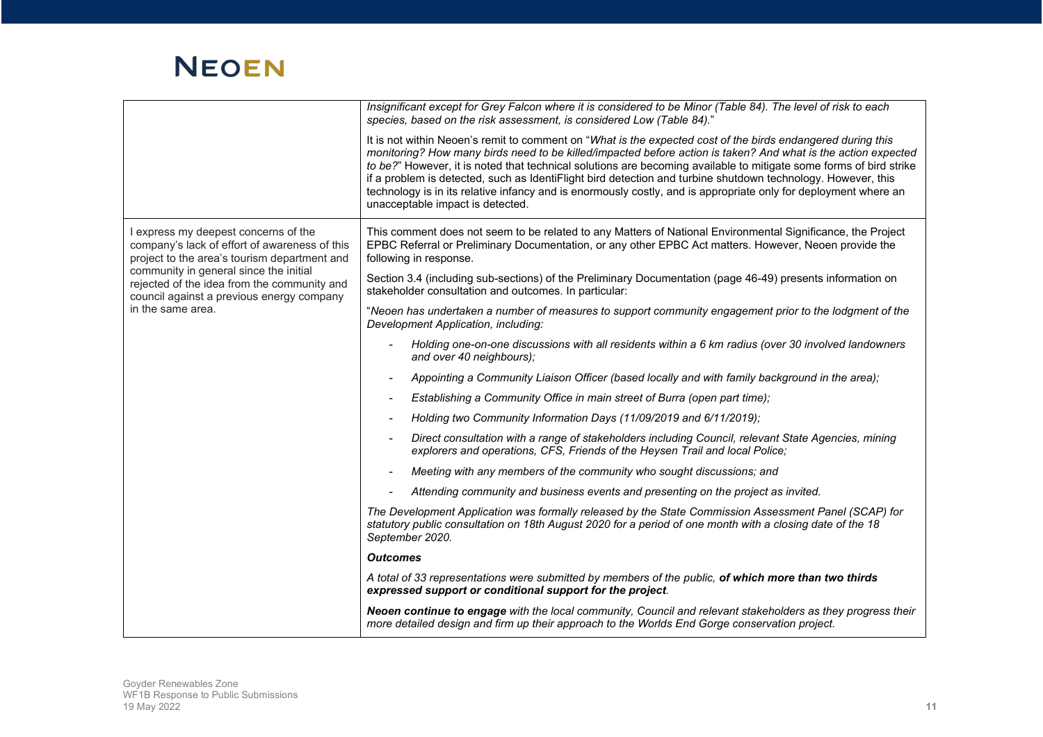| | |
|---|---|
| | *Insignificant except for Grey Falcon where it is considered to be Minor (Table 84). The level of risk to each species, based on the risk assessment, is considered Low (Table 84).*"<br><br>It is not within Neoen's remit to comment on "*What is the expected cost of the birds endangered during this monitoring? How many birds need to be killed/impacted before action is taken? And what is the action expected to be?*" However, it is noted that technical solutions are becoming available to mitigate some forms of bird strike if a problem is detected, such as IdentiFlight bird detection and turbine shutdown technology. However, this technology is in its relative infancy and is enormously costly, and is appropriate only for deployment where an unacceptable impact is detected. |
| I express my deepest concerns of the company's lack of effort of awareness of this project to the area's tourism department and community in general since the initial rejected of the idea from the community and council against a previous energy company in the same area. | This comment does not seem to be related to any Matters of National Environmental Significance, the Project EPBC Referral or Preliminary Documentation, or any other EPBC Act matters. However, Neoen provide the following in response.<br><br>Section 3.4 (including sub-sections) of the Preliminary Documentation (page 46-49) presents information on stakeholder consultation and outcomes. In particular:<br><br>"*Neoen has undertaken a number of measures to support community engagement prior to the lodgment of the Development Application, including:*<br><br>- *Holding one-on-one discussions with all residents within a 6 km radius (over 30 involved landowners and over 40 neighbours);*<br>- *Appointing a Community Liaison Officer (based locally and with family background in the area);*<br>- *Establishing a Community Office in main street of Burra (open part time);*<br>- *Holding two Community Information Days (11/09/2019 and 6/11/2019);*<br>- *Direct consultation with a range of stakeholders including Council, relevant State Agencies, mining explorers and operations, CFS, Friends of the Heysen Trail and local Police;*<br>- *Meeting with any members of the community who sought discussions; and*<br>- *Attending community and business events and presenting on the project as invited.*<br><br>*The Development Application was formally released by the State Commission Assessment Panel (SCAP) for statutory public consultation on 18th August 2020 for a period of one month with a closing date of the 18 September 2020.*<br><br>***Outcomes***<br><br>*A total of 33 representations were submitted by members of the public,* ***of which more than two thirds expressed support or conditional support for the project****.*<br><br>***Neoen continue to engage*** *with the local community, Council and relevant stakeholders as they progress their more detailed design and firm up their approach to the Worlds End Gorge conservation project.* |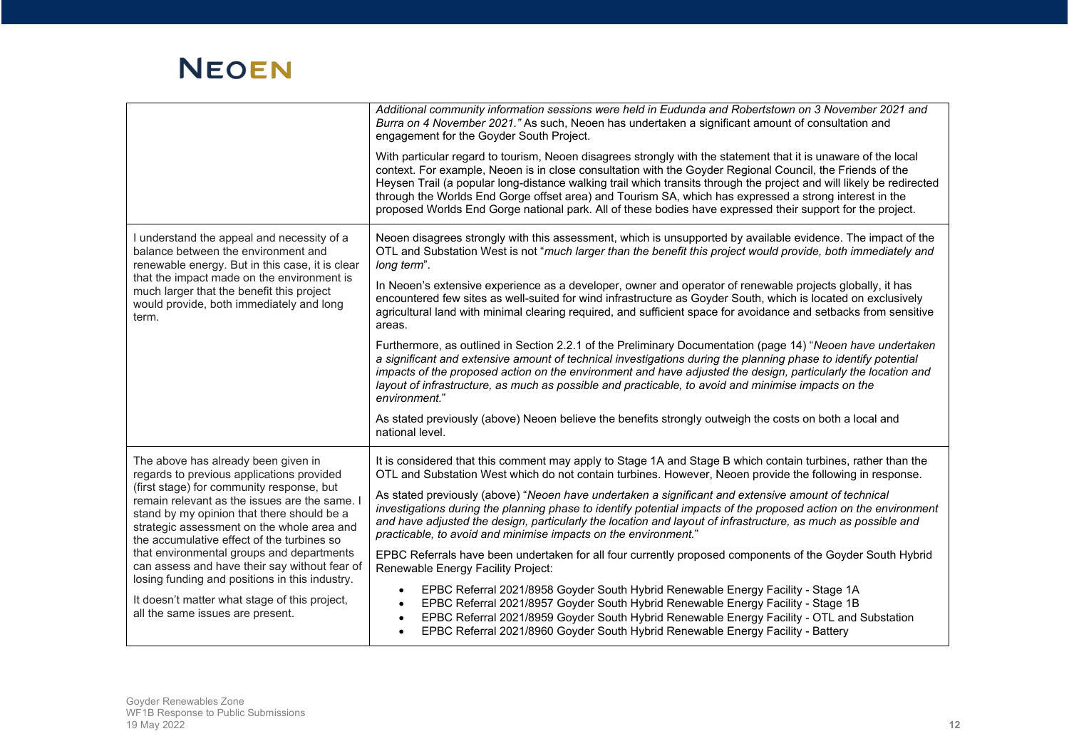| | |
|---|---|
| | *Additional community information sessions were held in Eudunda and Robertstown on 3 November 2021 and Burra on 4 November 2021."* As such, Neoen has undertaken a significant amount of consultation and engagement for the Goyder South Project.<br><br>With particular regard to tourism, Neoen disagrees strongly with the statement that it is unaware of the local context. For example, Neoen is in close consultation with the Goyder Regional Council, the Friends of the Heysen Trail (a popular long-distance walking trail which transits through the project and will likely be redirected through the Worlds End Gorge offset area) and Tourism SA, which has expressed a strong interest in the proposed Worlds End Gorge national park. All of these bodies have expressed their support for the project. |
| I understand the appeal and necessity of a balance between the environment and renewable energy. But in this case, it is clear that the impact made on the environment is much larger that the benefit this project would provide, both immediately and long term. | Neoen disagrees strongly with this assessment, which is unsupported by available evidence. The impact of the OTL and Substation West is not "*much larger than the benefit this project would provide, both immediately and long term*".<br><br>In Neoen's extensive experience as a developer, owner and operator of renewable projects globally, it has encountered few sites as well-suited for wind infrastructure as Goyder South, which is located on exclusively agricultural land with minimal clearing required, and sufficient space for avoidance and setbacks from sensitive areas.<br><br>Furthermore, as outlined in Section 2.2.1 of the Preliminary Documentation (page 14) "*Neoen have undertaken a significant and extensive amount of technical investigations during the planning phase to identify potential impacts of the proposed action on the environment and have adjusted the design, particularly the location and layout of infrastructure, as much as possible and practicable, to avoid and minimise impacts on the environment.*"<br><br>As stated previously (above) Neoen believe the benefits strongly outweigh the costs on both a local and national level. |
| The above has already been given in regards to previous applications provided (first stage) for community response, but remain relevant as the issues are the same. I stand by my opinion that there should be a strategic assessment on the whole area and the accumulative effect of the turbines so that environmental groups and departments can assess and have their say without fear of losing funding and positions in this industry.<br><br>It doesn't matter what stage of this project, all the same issues are present. | It is considered that this comment may apply to Stage 1A and Stage B which contain turbines, rather than the OTL and Substation West which do not contain turbines. However, Neoen provide the following in response.<br><br>As stated previously (above) "*Neoen have undertaken a significant and extensive amount of technical investigations during the planning phase to identify potential impacts of the proposed action on the environment and have adjusted the design, particularly the location and layout of infrastructure, as much as possible and practicable, to avoid and minimise impacts on the environment.*"<br><br>EPBC Referrals have been undertaken for all four currently proposed components of the Goyder South Hybrid Renewable Energy Facility Project:<br><br>• EPBC Referral 2021/8958 Goyder South Hybrid Renewable Energy Facility - Stage 1A<br>• EPBC Referral 2021/8957 Goyder South Hybrid Renewable Energy Facility - Stage 1B<br>• EPBC Referral 2021/8959 Goyder South Hybrid Renewable Energy Facility - OTL and Substation<br>• EPBC Referral 2021/8960 Goyder South Hybrid Renewable Energy Facility - Battery |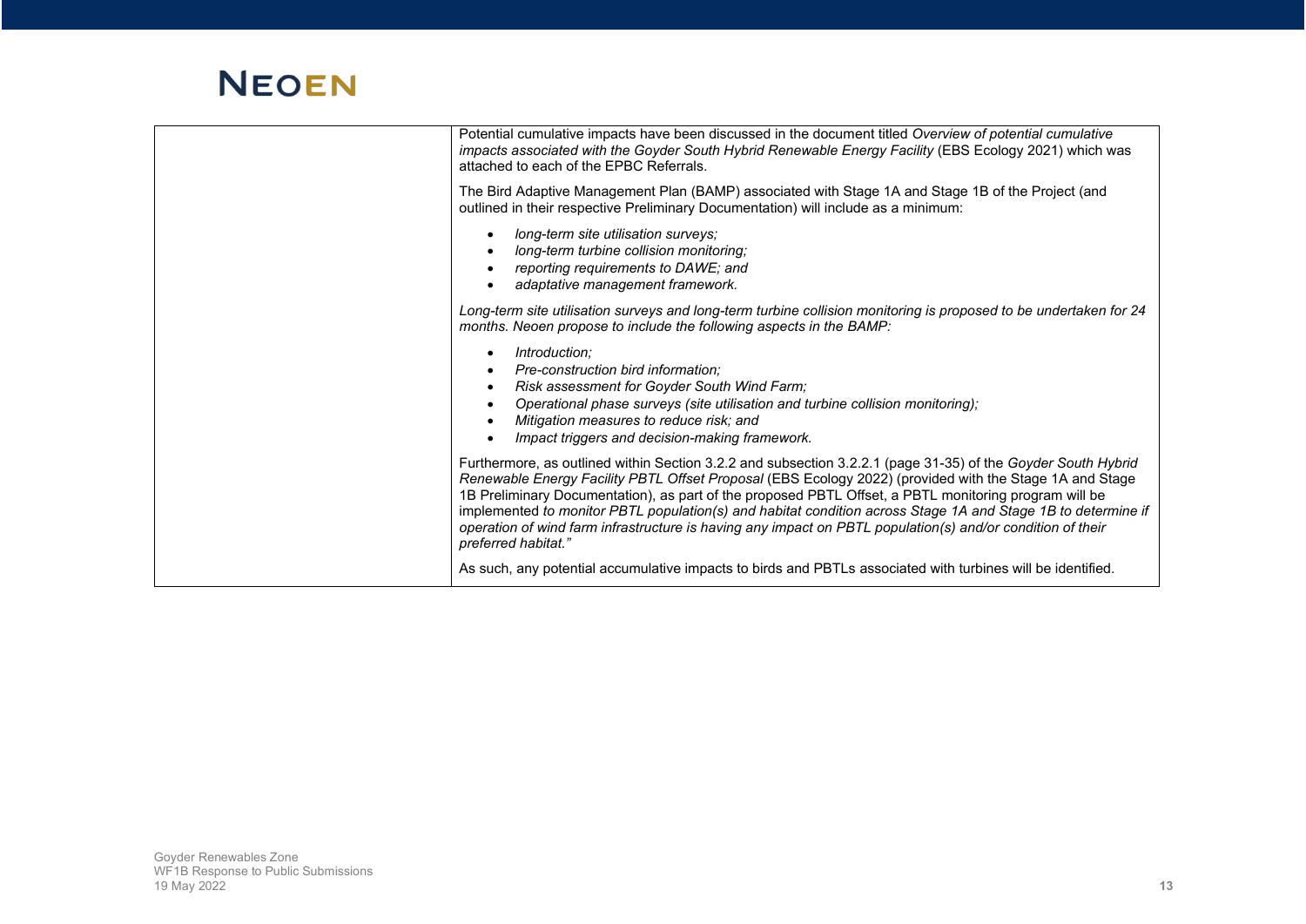| | Potential cumulative impacts have been discussed in the document titled *Overview of potential cumulative impacts associated with the Goyder South Hybrid Renewable Energy Facility* (EBS Ecology 2021) which was attached to each of the EPBC Referrals.<br><br>The Bird Adaptive Management Plan (BAMP) associated with Stage 1A and Stage 1B of the Project (and outlined in their respective Preliminary Documentation) will include as a minimum:<br><br>• *long-term site utilisation surveys;*<br>• *long-term turbine collision monitoring;*<br>• *reporting requirements to DAWE; and*<br>• *adaptative management framework.*<br><br>*Long-term site utilisation surveys and long-term turbine collision monitoring is proposed to be undertaken for 24 months. Neoen propose to include the following aspects in the BAMP:*<br><br>• *Introduction;*<br>• *Pre-construction bird information;*<br>• *Risk assessment for Goyder South Wind Farm;*<br>• *Operational phase surveys (site utilisation and turbine collision monitoring);*<br>• *Mitigation measures to reduce risk; and*<br>• *Impact triggers and decision-making framework.*<br><br>Furthermore, as outlined within Section 3.2.2 and subsection 3.2.2.1 (page 31-35) of the *Goyder South Hybrid Renewable Energy Facility PBTL Offset Proposal* (EBS Ecology 2022) (provided with the Stage 1A and Stage 1B Preliminary Documentation), as part of the proposed PBTL Offset, a PBTL monitoring program will be implemented *to monitor PBTL population(s) and habitat condition across Stage 1A and Stage 1B to determine if operation of wind farm infrastructure is having any impact on PBTL population(s) and/or condition of their preferred habitat."*<br><br>As such, any potential accumulative impacts to birds and PBTLs associated with turbines will be identified. |
|---|---|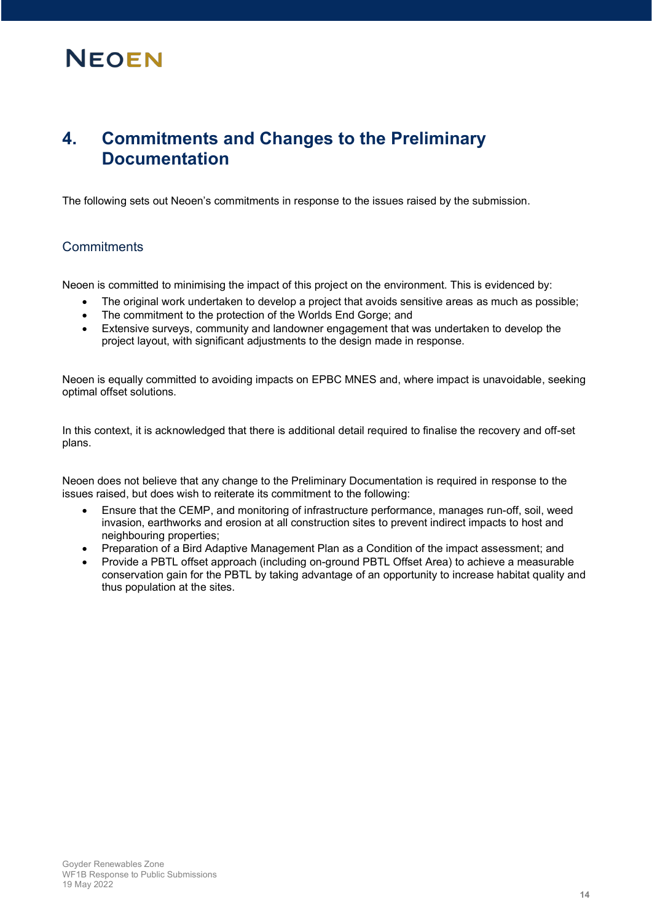# 4. Commitments and Changes to the Preliminary Documentation

The following sets out Neoen's commitments in response to the issues raised by the submission.

## Commitments

Neoen is committed to minimising the impact of this project on the environment. This is evidenced by:

- The original work undertaken to develop a project that avoids sensitive areas as much as possible;
- The commitment to the protection of the Worlds End Gorge; and
- Extensive surveys, community and landowner engagement that was undertaken to develop the project layout, with significant adjustments to the design made in response.

Neoen is equally committed to avoiding impacts on EPBC MNES and, where impact is unavoidable, seeking optimal offset solutions.

In this context, it is acknowledged that there is additional detail required to finalise the recovery and off-set plans.

Neoen does not believe that any change to the Preliminary Documentation is required in response to the issues raised, but does wish to reiterate its commitment to the following:

- Ensure that the CEMP, and monitoring of infrastructure performance, manages run-off, soil, weed invasion, earthworks and erosion at all construction sites to prevent indirect impacts to host and neighbouring properties;
- Preparation of a Bird Adaptive Management Plan as a Condition of the impact assessment; and
- Provide a PBTL offset approach (including on-ground PBTL Offset Area) to achieve a measurable conservation gain for the PBTL by taking advantage of an opportunity to increase habitat quality and thus population at the sites.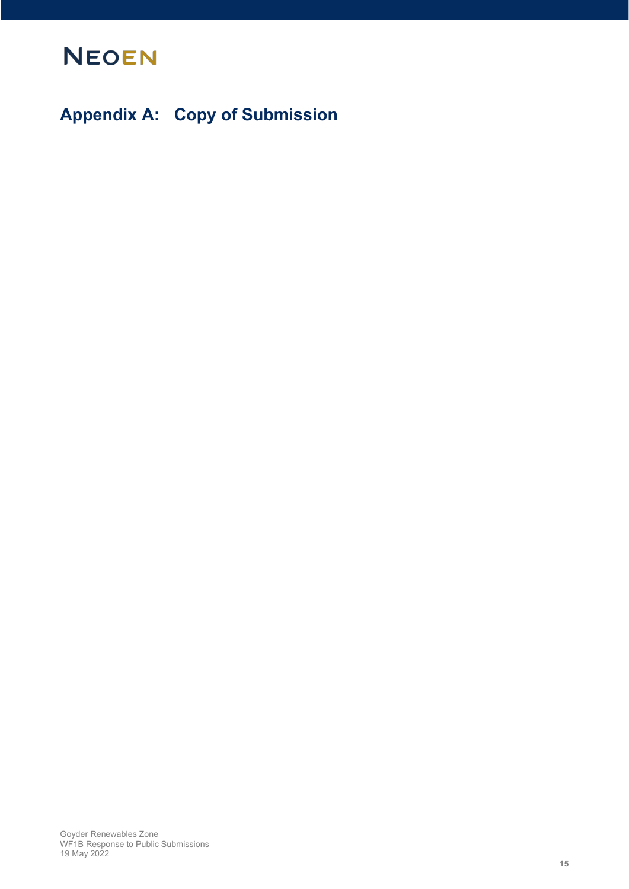# Appendix A: Copy of Submission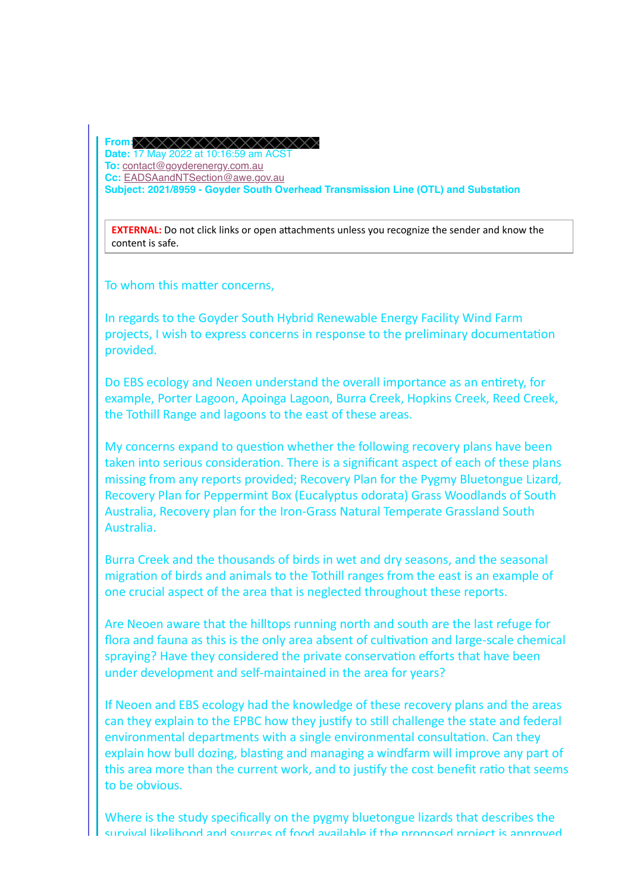**From:** 
**Date:** 17 May 2022 at 10:16:59 am ACST
**To:** contact@goyderenergy.com.au
**Cc:** EADSAandNTSection@awe.gov.au
**Subject: 2021/8959 - Goyder South Overhead Transmission Line (OTL) and Substation**

**EXTERNAL:** Do not click links or open attachments unless you recognize the sender and know the content is safe.

To whom this matter concerns,

In regards to the Goyder South Hybrid Renewable Energy Facility Wind Farm projects, I wish to express concerns in response to the preliminary documentation provided.

Do EBS ecology and Neoen understand the overall importance as an entirety, for example, Porter Lagoon, Apoinga Lagoon, Burra Creek, Hopkins Creek, Reed Creek, the Tothill Range and lagoons to the east of these areas.

My concerns expand to question whether the following recovery plans have been taken into serious consideration. There is a significant aspect of each of these plans missing from any reports provided; Recovery Plan for the Pygmy Bluetongue Lizard, Recovery Plan for Peppermint Box (Eucalyptus odorata) Grass Woodlands of South Australia, Recovery plan for the Iron-Grass Natural Temperate Grassland South Australia.

Burra Creek and the thousands of birds in wet and dry seasons, and the seasonal migration of birds and animals to the Tothill ranges from the east is an example of one crucial aspect of the area that is neglected throughout these reports.

Are Neoen aware that the hilltops running north and south are the last refuge for flora and fauna as this is the only area absent of cultivation and large-scale chemical spraying? Have they considered the private conservation efforts that have been under development and self-maintained in the area for years?

If Neoen and EBS ecology had the knowledge of these recovery plans and the areas can they explain to the EPBC how they justify to still challenge the state and federal environmental departments with a single environmental consultation. Can they explain how bull dozing, blasting and managing a windfarm will improve any part of this area more than the current work, and to justify the cost benefit ratio that seems to be obvious.

Where is the study specifically on the pygmy bluetongue lizards that describes the survival likelihood and sources of food available if the proposed project is approved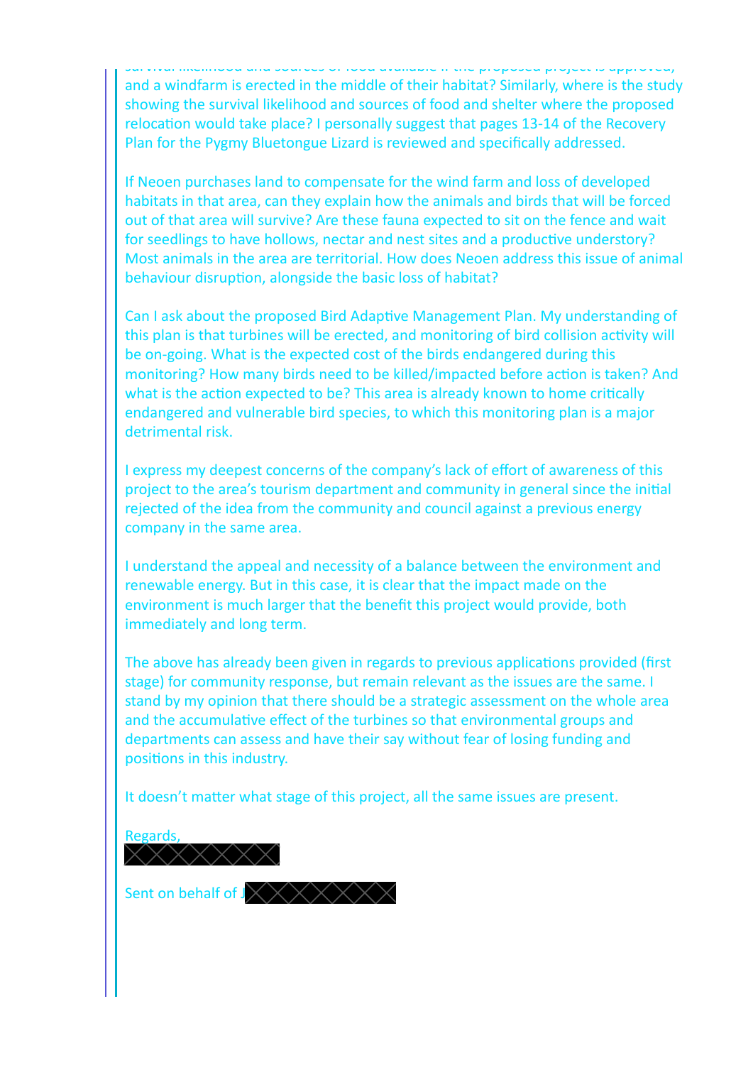survival likelihood and sources of food available if the proposed project is approved, and a windfarm is erected in the middle of their habitat? Similarly, where is the study showing the survival likelihood and sources of food and shelter where the proposed relocation would take place? I personally suggest that pages 13-14 of the Recovery Plan for the Pygmy Bluetongue Lizard is reviewed and specifically addressed.

If Neoen purchases land to compensate for the wind farm and loss of developed habitats in that area, can they explain how the animals and birds that will be forced out of that area will survive? Are these fauna expected to sit on the fence and wait for seedlings to have hollows, nectar and nest sites and a productive understory? Most animals in the area are territorial. How does Neoen address this issue of animal behaviour disruption, alongside the basic loss of habitat?

Can I ask about the proposed Bird Adaptive Management Plan. My understanding of this plan is that turbines will be erected, and monitoring of bird collision activity will be on-going. What is the expected cost of the birds endangered during this monitoring? How many birds need to be killed/impacted before action is taken? And what is the action expected to be? This area is already known to home critically endangered and vulnerable bird species, to which this monitoring plan is a major detrimental risk.

I express my deepest concerns of the company's lack of effort of awareness of this project to the area's tourism department and community in general since the initial rejected of the idea from the community and council against a previous energy company in the same area.

I understand the appeal and necessity of a balance between the environment and renewable energy. But in this case, it is clear that the impact made on the environment is much larger that the benefit this project would provide, both immediately and long term.

The above has already been given in regards to previous applications provided (first stage) for community response, but remain relevant as the issues are the same. I stand by my opinion that there should be a strategic assessment on the whole area and the accumulative effect of the turbines so that environmental groups and departments can assess and have their say without fear of losing funding and positions in this industry.

It doesn't matter what stage of this project, all the same issues are present.

Regards,

Sent on behalf of J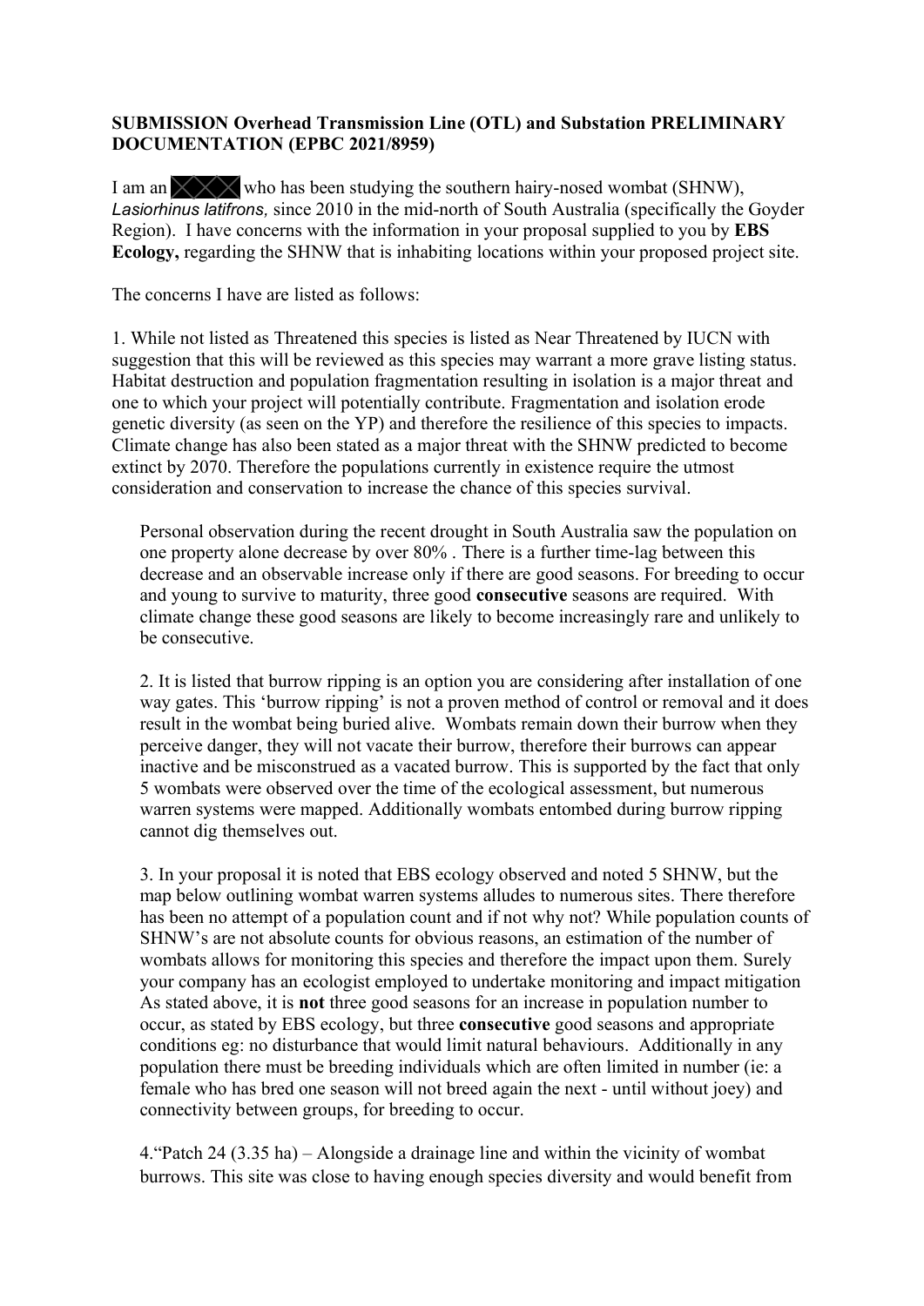**SUBMISSION Overhead Transmission Line (OTL) and Substation PRELIMINARY DOCUMENTATION (EPBC 2021/8959)**

I am an [redacted] who has been studying the southern hairy-nosed wombat (SHNW), *Lasiorhinus latifrons,* since 2010 in the mid-north of South Australia (specifically the Goyder Region). I have concerns with the information in your proposal supplied to you by **EBS Ecology,** regarding the SHNW that is inhabiting locations within your proposed project site.

The concerns I have are listed as follows:

1. While not listed as Threatened this species is listed as Near Threatened by IUCN with suggestion that this will be reviewed as this species may warrant a more grave listing status. Habitat destruction and population fragmentation resulting in isolation is a major threat and one to which your project will potentially contribute. Fragmentation and isolation erode genetic diversity (as seen on the YP) and therefore the resilience of this species to impacts. Climate change has also been stated as a major threat with the SHNW predicted to become extinct by 2070. Therefore the populations currently in existence require the utmost consideration and conservation to increase the chance of this species survival.

   Personal observation during the recent drought in South Australia saw the population on one property alone decrease by over 80% . There is a further time-lag between this decrease and an observable increase only if there are good seasons. For breeding to occur and young to survive to maturity, three good **consecutive** seasons are required. With climate change these good seasons are likely to become increasingly rare and unlikely to be consecutive.

2. It is listed that burrow ripping is an option you are considering after installation of one way gates. This 'burrow ripping' is not a proven method of control or removal and it does result in the wombat being buried alive. Wombats remain down their burrow when they perceive danger, they will not vacate their burrow, therefore their burrows can appear inactive and be misconstrued as a vacated burrow. This is supported by the fact that only 5 wombats were observed over the time of the ecological assessment, but numerous warren systems were mapped. Additionally wombats entombed during burrow ripping cannot dig themselves out.

3. In your proposal it is noted that EBS ecology observed and noted 5 SHNW, but the map below outlining wombat warren systems alludes to numerous sites. There therefore has been no attempt of a population count and if not why not? While population counts of SHNW's are not absolute counts for obvious reasons, an estimation of the number of wombats allows for monitoring this species and therefore the impact upon them. Surely your company has an ecologist employed to undertake monitoring and impact mitigation As stated above, it is **not** three good seasons for an increase in population number to occur, as stated by EBS ecology, but three **consecutive** good seasons and appropriate conditions eg: no disturbance that would limit natural behaviours. Additionally in any population there must be breeding individuals which are often limited in number (ie: a female who has bred one season will not breed again the next - until without joey) and connectivity between groups, for breeding to occur.

4. "Patch 24 (3.35 ha) – Alongside a drainage line and within the vicinity of wombat burrows. This site was close to having enough species diversity and would benefit from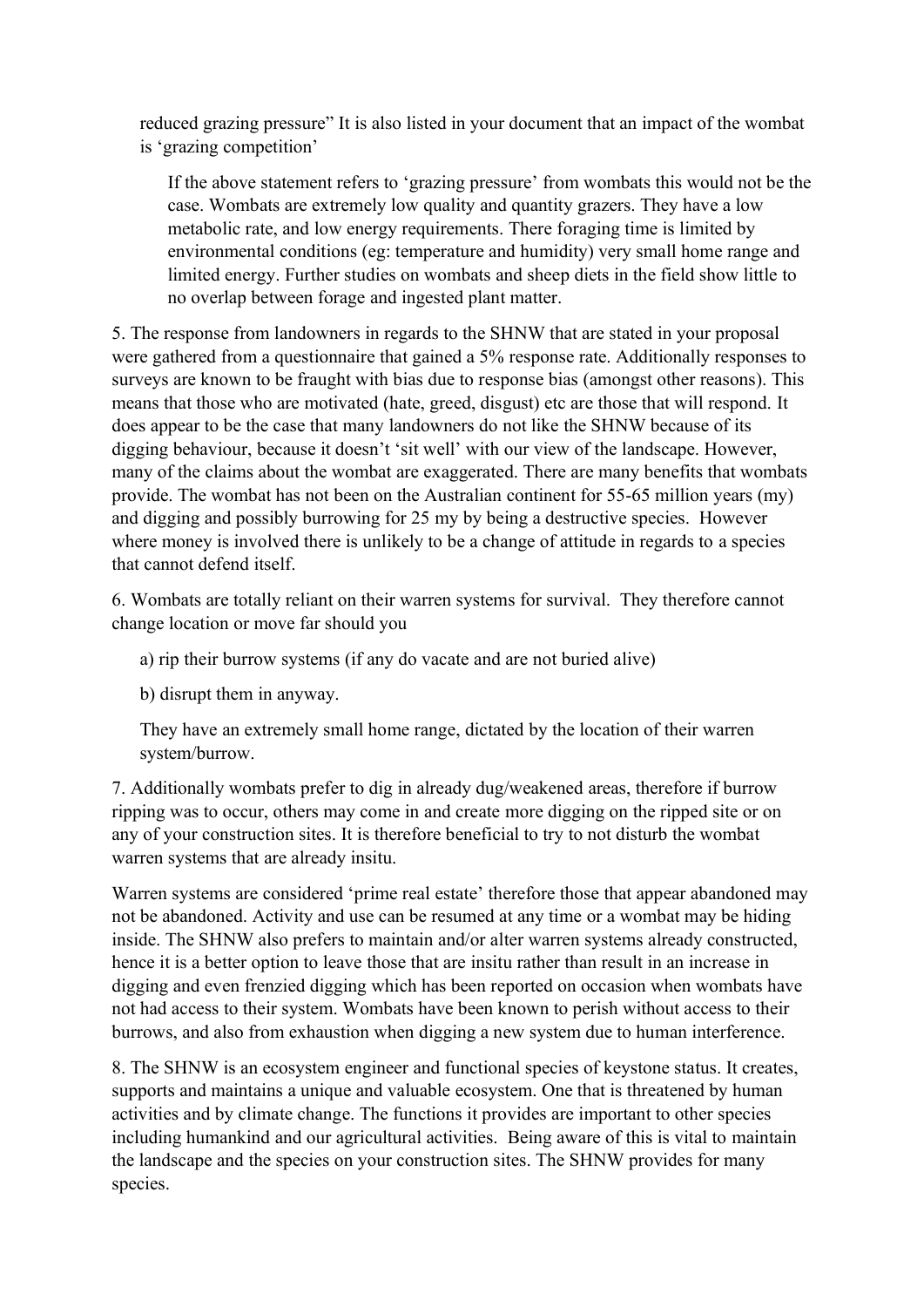reduced grazing pressure" It is also listed in your document that an impact of the wombat is 'grazing competition'

> If the above statement refers to 'grazing pressure' from wombats this would not be the case. Wombats are extremely low quality and quantity grazers. They have a low metabolic rate, and low energy requirements. There foraging time is limited by environmental conditions (eg: temperature and humidity) very small home range and limited energy. Further studies on wombats and sheep diets in the field show little to no overlap between forage and ingested plant matter.

5. The response from landowners in regards to the SHNW that are stated in your proposal were gathered from a questionnaire that gained a 5% response rate. Additionally responses to surveys are known to be fraught with bias due to response bias (amongst other reasons). This means that those who are motivated (hate, greed, disgust) etc are those that will respond. It does appear to be the case that many landowners do not like the SHNW because of its digging behaviour, because it doesn't 'sit well' with our view of the landscape. However, many of the claims about the wombat are exaggerated. There are many benefits that wombats provide. The wombat has not been on the Australian continent for 55-65 million years (my) and digging and possibly burrowing for 25 my by being a destructive species. However where money is involved there is unlikely to be a change of attitude in regards to a species that cannot defend itself.

6. Wombats are totally reliant on their warren systems for survival. They therefore cannot change location or move far should you

   a) rip their burrow systems (if any do vacate and are not buried alive)

   b) disrupt them in anyway.

   They have an extremely small home range, dictated by the location of their warren system/burrow.

7. Additionally wombats prefer to dig in already dug/weakened areas, therefore if burrow ripping was to occur, others may come in and create more digging on the ripped site or on any of your construction sites. It is therefore beneficial to try to not disturb the wombat warren systems that are already insitu.

Warren systems are considered 'prime real estate' therefore those that appear abandoned may not be abandoned. Activity and use can be resumed at any time or a wombat may be hiding inside. The SHNW also prefers to maintain and/or alter warren systems already constructed, hence it is a better option to leave those that are insitu rather than result in an increase in digging and even frenzied digging which has been reported on occasion when wombats have not had access to their system. Wombats have been known to perish without access to their burrows, and also from exhaustion when digging a new system due to human interference.

8. The SHNW is an ecosystem engineer and functional species of keystone status. It creates, supports and maintains a unique and valuable ecosystem. One that is threatened by human activities and by climate change. The functions it provides are important to other species including humankind and our agricultural activities. Being aware of this is vital to maintain the landscape and the species on your construction sites. The SHNW provides for many species.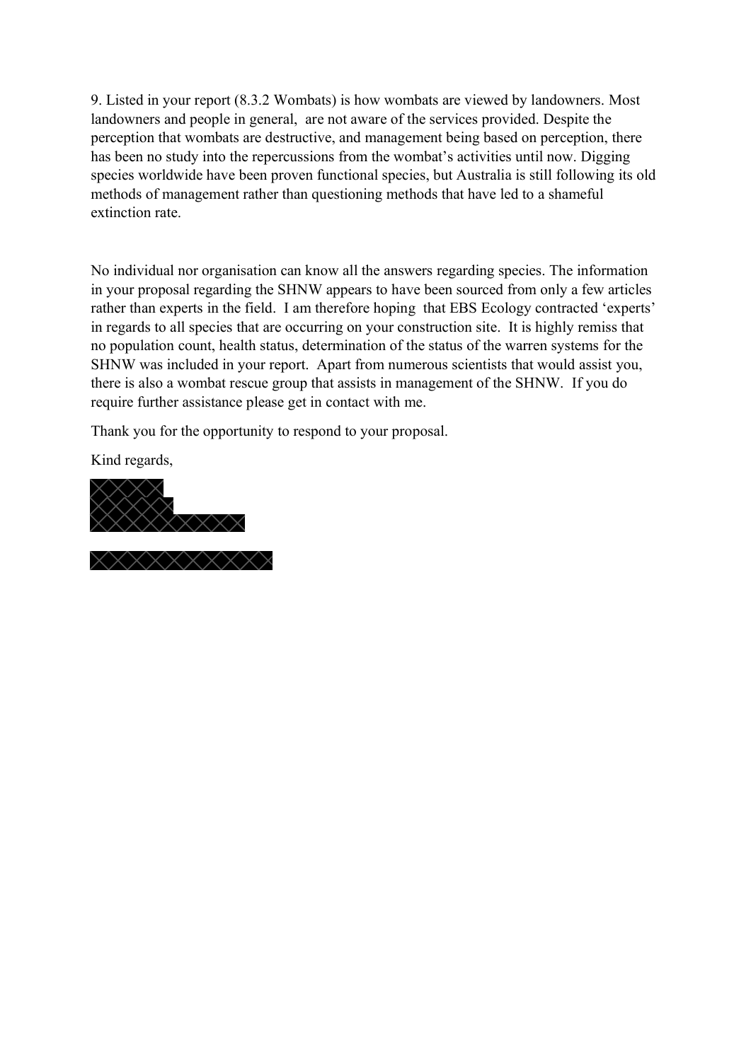9. Listed in your report (8.3.2 Wombats) is how wombats are viewed by landowners. Most landowners and people in general, are not aware of the services provided. Despite the perception that wombats are destructive, and management being based on perception, there has been no study into the repercussions from the wombat's activities until now. Digging species worldwide have been proven functional species, but Australia is still following its old methods of management rather than questioning methods that have led to a shameful extinction rate.

No individual nor organisation can know all the answers regarding species. The information in your proposal regarding the SHNW appears to have been sourced from only a few articles rather than experts in the field. I am therefore hoping that EBS Ecology contracted 'experts' in regards to all species that are occurring on your construction site. It is highly remiss that no population count, health status, determination of the status of the warren systems for the SHNW was included in your report. Apart from numerous scientists that would assist you, there is also a wombat rescue group that assists in management of the SHNW. If you do require further assistance please get in contact with me.

Thank you for the opportunity to respond to your proposal.

Kind regards,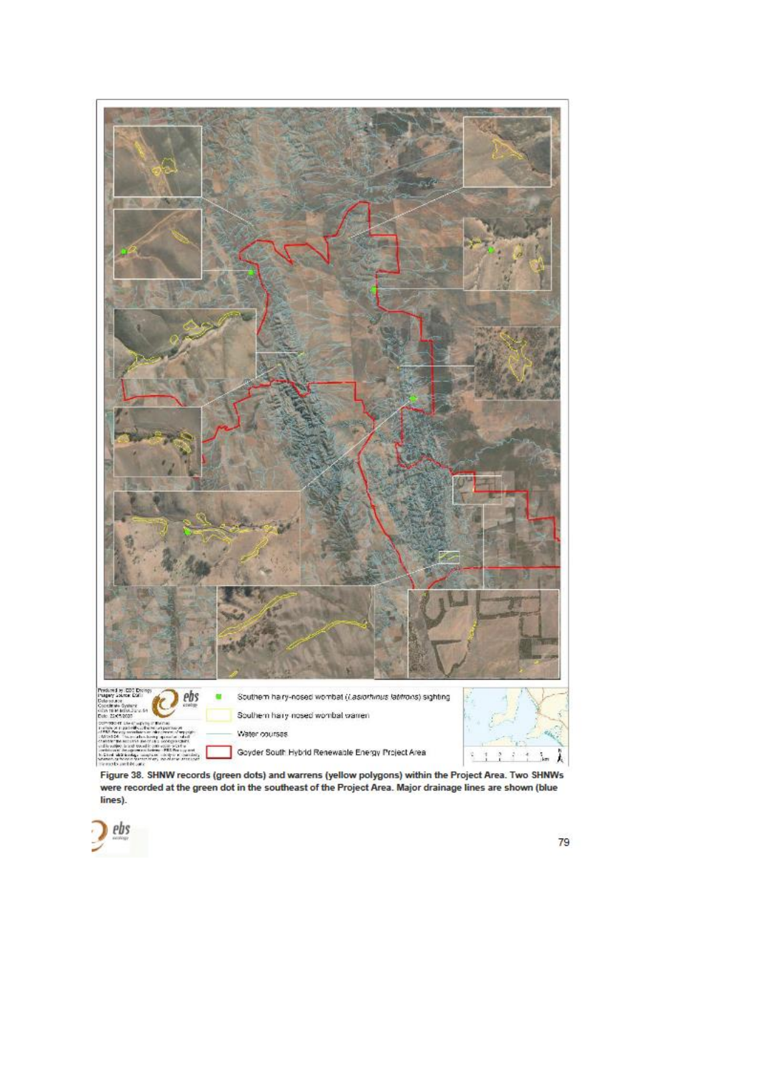Southern hairy-nosed wombat (*Lasiorhinus latifrons*) sighting

Southern hairy-nosed wombat warren

Water courses

Goyder South Hybrid Renewable Energy Project Area

Figure 38. SHNW records (green dots) and warrens (yellow polygons) within the Project Area. Two SHNWs were recorded at the green dot in the southeast of the Project Area. Major drainage lines are shown (blue lines).